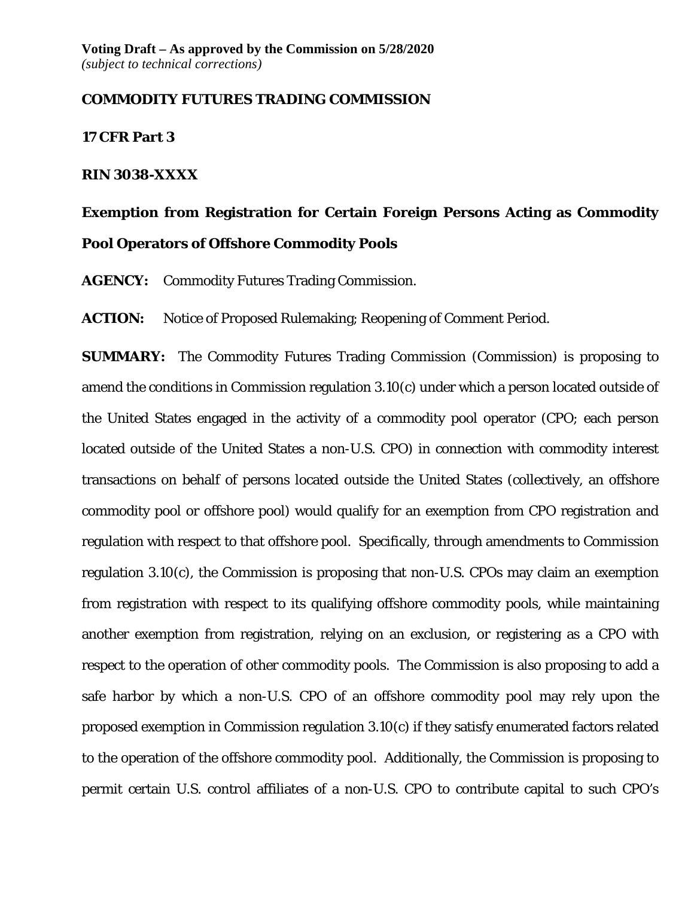**Voting Draft – As approved by the Commission on 5/28/2020**
*(subject to technical corrections)*

**COMMODITY FUTURES TRADING COMMISSION**

**17 CFR Part 3**

**RIN 3038-XXXX**

# Exemption from Registration for Certain Foreign Persons Acting as Commodity Pool Operators of Offshore Commodity Pools

**AGENCY:** Commodity Futures Trading Commission.

**ACTION:** Notice of Proposed Rulemaking; Reopening of Comment Period.

**SUMMARY:** The Commodity Futures Trading Commission (Commission) is proposing to amend the conditions in Commission regulation 3.10(c) under which a person located outside of the United States engaged in the activity of a commodity pool operator (CPO; each person located outside of the United States a non-U.S. CPO) in connection with commodity interest transactions on behalf of persons located outside the United States (collectively, an offshore commodity pool or offshore pool) would qualify for an exemption from CPO registration and regulation with respect to that offshore pool. Specifically, through amendments to Commission regulation 3.10(c), the Commission is proposing that non-U.S. CPOs may claim an exemption from registration with respect to its qualifying offshore commodity pools, while maintaining another exemption from registration, relying on an exclusion, or registering as a CPO with respect to the operation of other commodity pools. The Commission is also proposing to add a safe harbor by which a non-U.S. CPO of an offshore commodity pool may rely upon the proposed exemption in Commission regulation 3.10(c) if they satisfy enumerated factors related to the operation of the offshore commodity pool. Additionally, the Commission is proposing to permit certain U.S. control affiliates of a non-U.S. CPO to contribute capital to such CPO's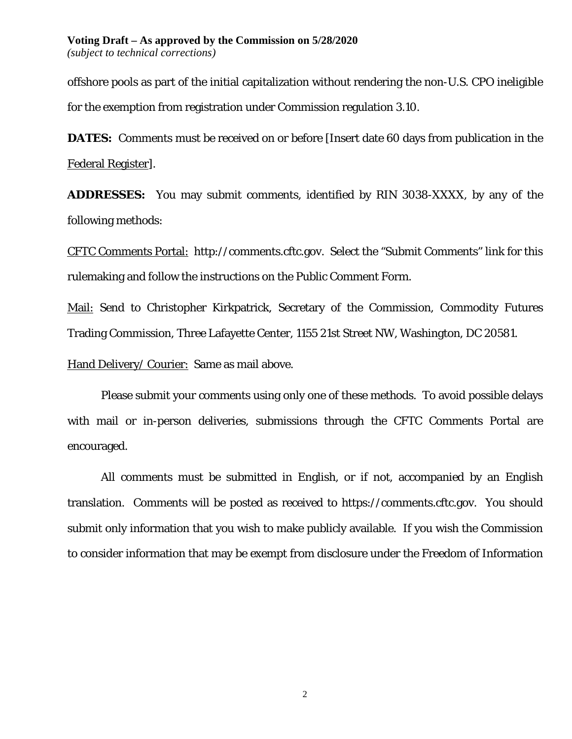offshore pools as part of the initial capitalization without rendering the non-U.S. CPO ineligible for the exemption from registration under Commission regulation 3.10.

**DATES:** Comments must be received on or before [Insert date 60 days from publication in the Federal Register].

**ADDRESSES:** You may submit comments, identified by RIN 3038-XXXX, by any of the following methods:

CFTC Comments Portal: http://comments.cftc.gov. Select the "Submit Comments" link for this rulemaking and follow the instructions on the Public Comment Form.

Mail: Send to Christopher Kirkpatrick, Secretary of the Commission, Commodity Futures Trading Commission, Three Lafayette Center, 1155 21st Street NW, Washington, DC 20581.

Hand Delivery/ Courier: Same as mail above.

Please submit your comments using only one of these methods. To avoid possible delays with mail or in-person deliveries, submissions through the CFTC Comments Portal are encouraged.

All comments must be submitted in English, or if not, accompanied by an English translation. Comments will be posted as received to https://comments.cftc.gov. You should submit only information that you wish to make publicly available. If you wish the Commission to consider information that may be exempt from disclosure under the Freedom of Information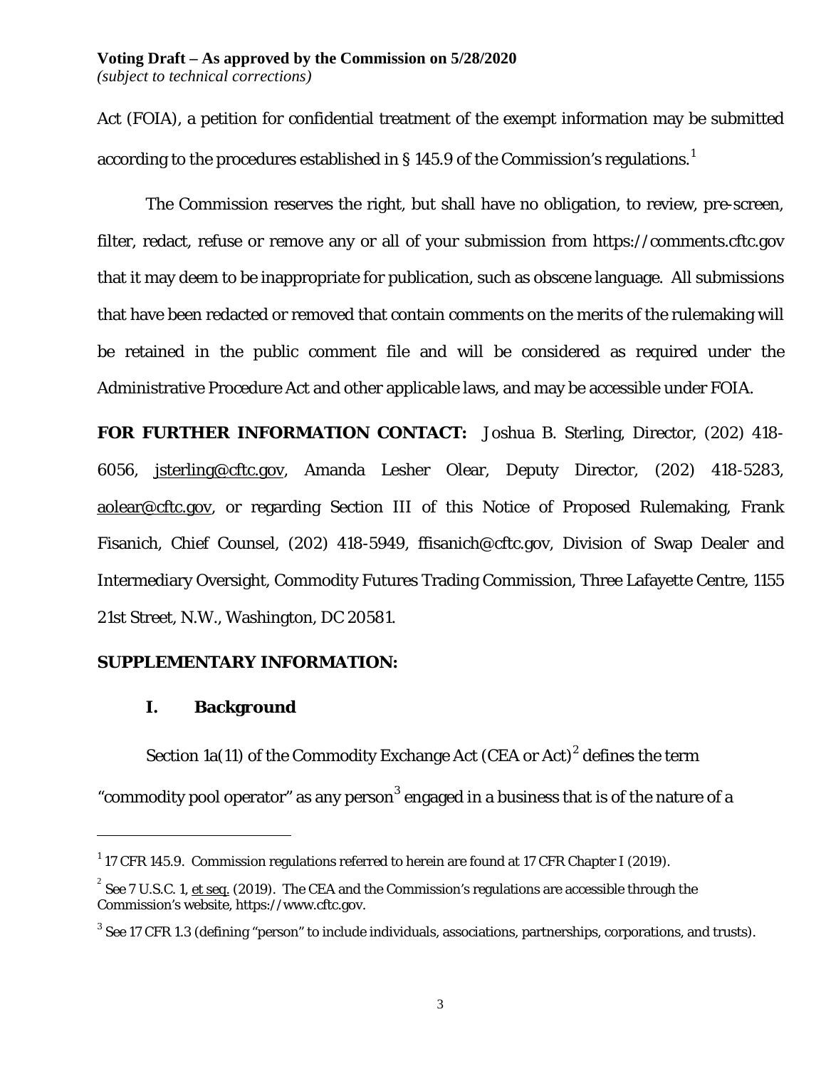Act (FOIA), a petition for confidential treatment of the exempt information may be submitted according to the procedures established in § 145.9 of the Commission's regulations.[1]

The Commission reserves the right, but shall have no obligation, to review, pre-screen, filter, redact, refuse or remove any or all of your submission from https://comments.cftc.gov that it may deem to be inappropriate for publication, such as obscene language. All submissions that have been redacted or removed that contain comments on the merits of the rulemaking will be retained in the public comment file and will be considered as required under the Administrative Procedure Act and other applicable laws, and may be accessible under FOIA.

**FOR FURTHER INFORMATION CONTACT:** Joshua B. Sterling, Director, (202) 418-6056, jsterling@cftc.gov, Amanda Lesher Olear, Deputy Director, (202) 418-5283, aolear@cftc.gov, or regarding Section III of this Notice of Proposed Rulemaking, Frank Fisanich, Chief Counsel, (202) 418-5949, ffisanich@cftc.gov, Division of Swap Dealer and Intermediary Oversight, Commodity Futures Trading Commission, Three Lafayette Centre, 1155 21st Street, N.W., Washington, DC 20581.

**SUPPLEMENTARY INFORMATION:**

## I. Background

Section 1a(11) of the Commodity Exchange Act (CEA or Act)[2] defines the term "commodity pool operator" as any person[3] engaged in a business that is of the nature of a

---

[1] 17 CFR 145.9. Commission regulations referred to herein are found at 17 CFR Chapter I (2019).

[2] See 7 U.S.C. 1, et seq. (2019). The CEA and the Commission's regulations are accessible through the Commission's website, https://www.cftc.gov.

[3] See 17 CFR 1.3 (defining "person" to include individuals, associations, partnerships, corporations, and trusts).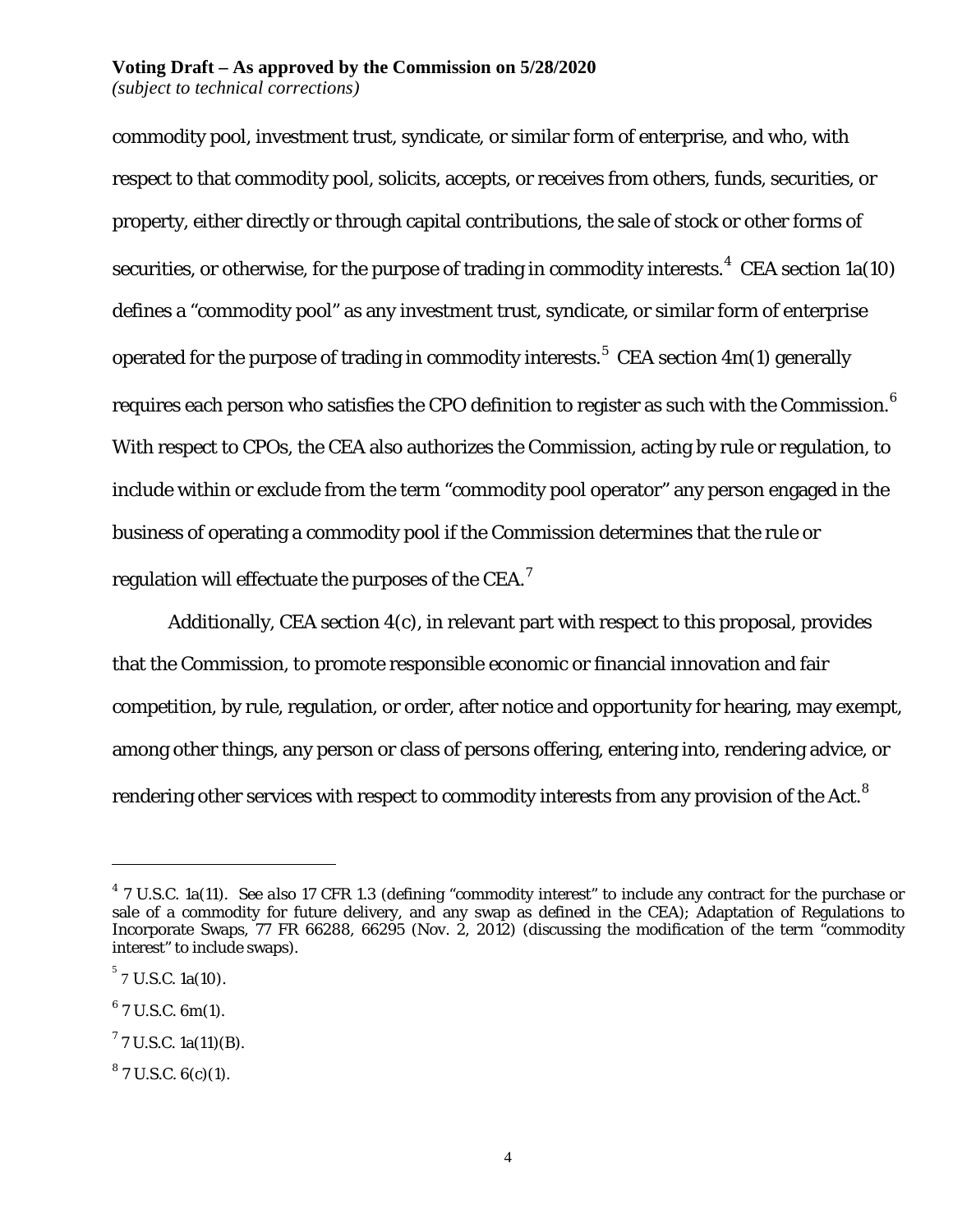commodity pool, investment trust, syndicate, or similar form of enterprise, and who, with respect to that commodity pool, solicits, accepts, or receives from others, funds, securities, or property, either directly or through capital contributions, the sale of stock or other forms of securities, or otherwise, for the purpose of trading in commodity interests.[4] CEA section 1a(10) defines a "commodity pool" as any investment trust, syndicate, or similar form of enterprise operated for the purpose of trading in commodity interests.[5] CEA section 4m(1) generally requires each person who satisfies the CPO definition to register as such with the Commission.[6] With respect to CPOs, the CEA also authorizes the Commission, acting by rule or regulation, to include within or exclude from the term "commodity pool operator" any person engaged in the business of operating a commodity pool if the Commission determines that the rule or regulation will effectuate the purposes of the CEA.[7]

Additionally, CEA section 4(c), in relevant part with respect to this proposal, provides that the Commission, to promote responsible economic or financial innovation and fair competition, by rule, regulation, or order, after notice and opportunity for hearing, may exempt, among other things, any person or class of persons offering, entering into, rendering advice, or rendering other services with respect to commodity interests from any provision of the Act.[8]

---

[4] 7 U.S.C. 1a(11). See also 17 CFR 1.3 (defining "commodity interest" to include any contract for the purchase or sale of a commodity for future delivery, and any swap as defined in the CEA); Adaptation of Regulations to Incorporate Swaps, 77 FR 66288, 66295 (Nov. 2, 2012) (discussing the modification of the term "commodity interest" to include swaps).

[5] 7 U.S.C. 1a(10).

[6] 7 U.S.C. 6m(1).

[7] 7 U.S.C. 1a(11)(B).

[8] 7 U.S.C. 6(c)(1).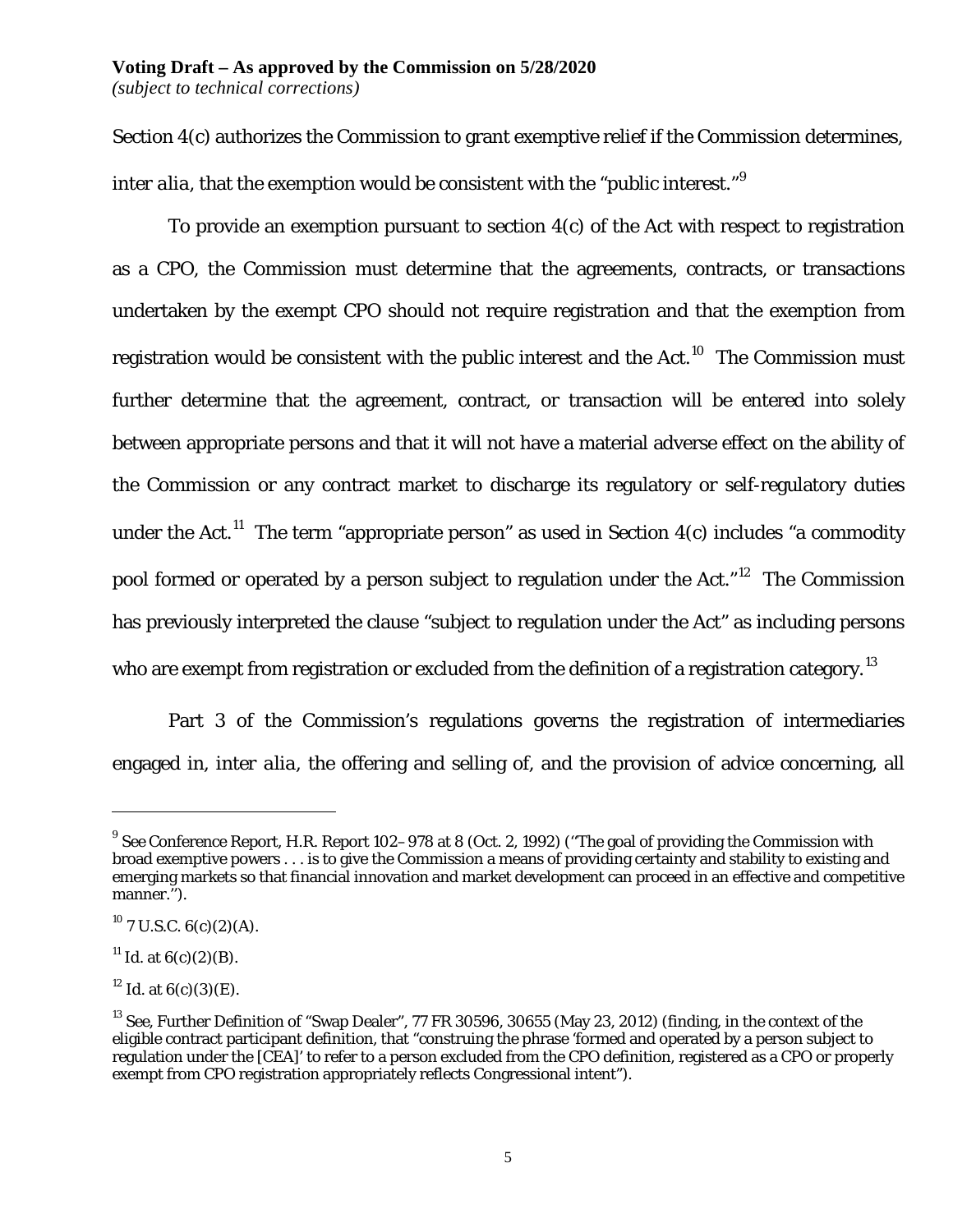Section 4(c) authorizes the Commission to grant exemptive relief if the Commission determines, *inter alia*, that the exemption would be consistent with the "public interest."[9]

To provide an exemption pursuant to section 4(c) of the Act with respect to registration as a CPO, the Commission must determine that the agreements, contracts, or transactions undertaken by the exempt CPO should not require registration and that the exemption from registration would be consistent with the public interest and the Act.[10] The Commission must further determine that the agreement, contract, or transaction will be entered into solely between appropriate persons and that it will not have a material adverse effect on the ability of the Commission or any contract market to discharge its regulatory or self-regulatory duties under the Act.[11] The term "appropriate person" as used in Section 4(c) includes "a commodity pool formed or operated by a person subject to regulation under the Act."[12] The Commission has previously interpreted the clause "subject to regulation under the Act" as including persons who are exempt from registration or excluded from the definition of a registration category.[13]

Part 3 of the Commission's regulations governs the registration of intermediaries engaged in, *inter alia*, the offering and selling of, and the provision of advice concerning, all

---

[9] See Conference Report, H.R. Report 102–978 at 8 (Oct. 2, 1992) (''The goal of providing the Commission with broad exemptive powers . . . is to give the Commission a means of providing certainty and stability to existing and emerging markets so that financial innovation and market development can proceed in an effective and competitive manner.'').

[10] 7 U.S.C. 6(c)(2)(A).

[11] Id. at 6(c)(2)(B).

[12] Id. at 6(c)(3)(E).

[13] See, Further Definition of "Swap Dealer", 77 FR 30596, 30655 (May 23, 2012) (finding, in the context of the eligible contract participant definition, that "construing the phrase 'formed and operated by a person subject to regulation under the [CEA]' to refer to a person excluded from the CPO definition, registered as a CPO or properly exempt from CPO registration appropriately reflects Congressional intent").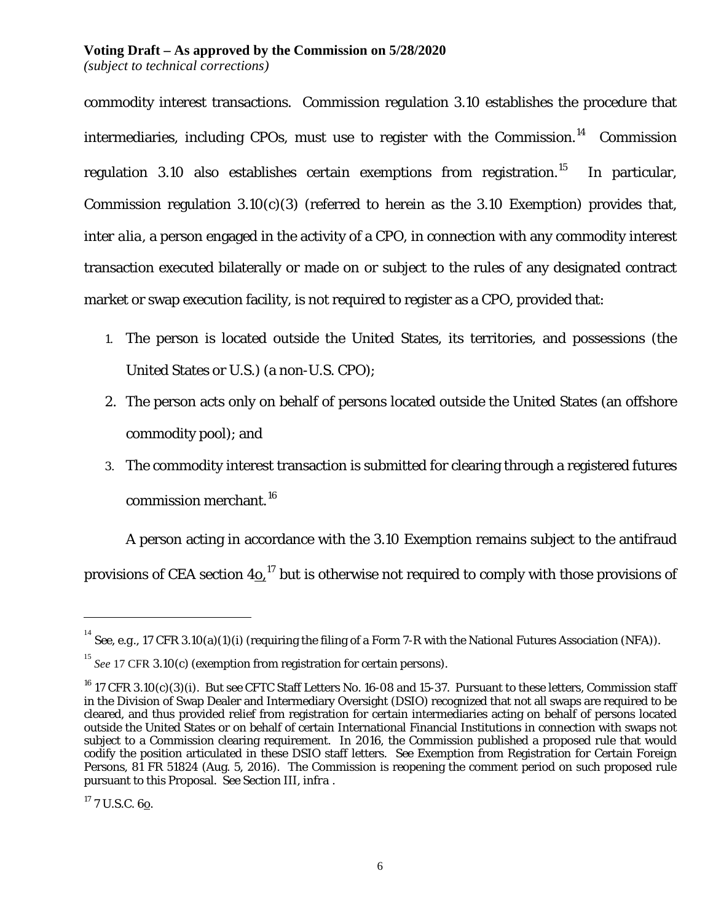commodity interest transactions. Commission regulation 3.10 establishes the procedure that intermediaries, including CPOs, must use to register with the Commission.[14] Commission regulation 3.10 also establishes certain exemptions from registration.[15] In particular, Commission regulation 3.10(c)(3) (referred to herein as the 3.10 Exemption) provides that, *inter alia*, a person engaged in the activity of a CPO, in connection with any commodity interest transaction executed bilaterally or made on or subject to the rules of any designated contract market or swap execution facility, is not required to register as a CPO, provided that:

1. The person is located outside the United States, its territories, and possessions (the United States or U.S.) (a non-U.S. CPO);
2. The person acts only on behalf of persons located outside the United States (an offshore commodity pool); and
3. The commodity interest transaction is submitted for clearing through a registered futures commission merchant.[16]

A person acting in accordance with the 3.10 Exemption remains subject to the antifraud provisions of CEA section 4o,[17] but is otherwise not required to comply with those provisions of

---

[14] See, e.g., 17 CFR 3.10(a)(1)(i) (requiring the filing of a Form 7-R with the National Futures Association (NFA)).

[15] *See* 17 CFR 3.10(c) (exemption from registration for certain persons).

[16] 17 CFR 3.10(c)(3)(i). But see CFTC Staff Letters No. 16-08 and 15-37. Pursuant to these letters, Commission staff in the Division of Swap Dealer and Intermediary Oversight (DSIO) recognized that not all swaps are required to be cleared, and thus provided relief from registration for certain intermediaries acting on behalf of persons located outside the United States or on behalf of certain International Financial Institutions in connection with swaps not subject to a Commission clearing requirement. In 2016, the Commission published a proposed rule that would codify the position articulated in these DSIO staff letters. See Exemption from Registration for Certain Foreign Persons, 81 FR 51824 (Aug. 5, 2016). The Commission is reopening the comment period on such proposed rule pursuant to this Proposal. See Section III, *infra* .

[17] 7 U.S.C. 6o.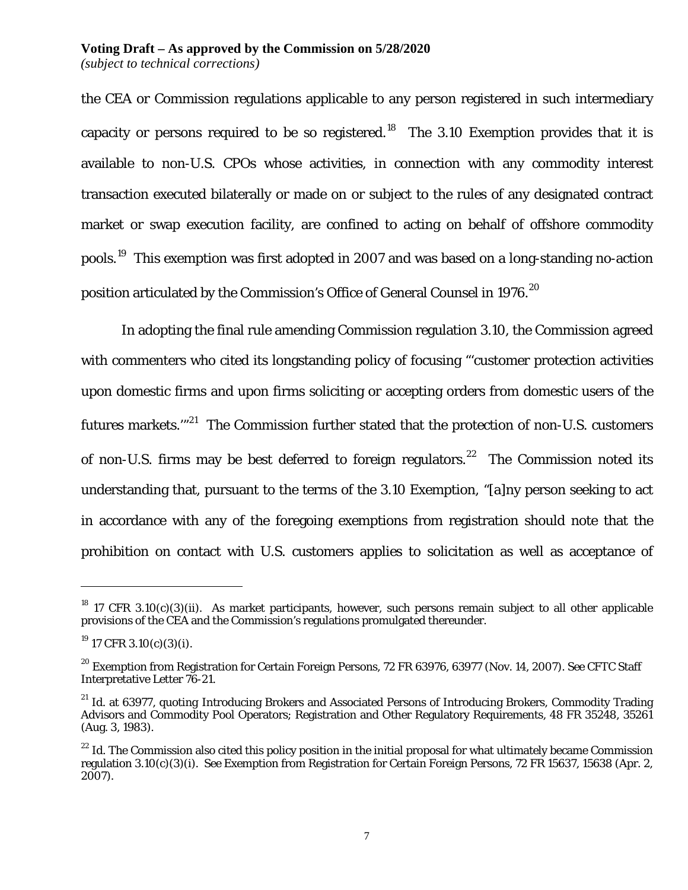the CEA or Commission regulations applicable to any person registered in such intermediary capacity or persons required to be so registered.[18] The 3.10 Exemption provides that it is available to non-U.S. CPOs whose activities, in connection with any commodity interest transaction executed bilaterally or made on or subject to the rules of any designated contract market or swap execution facility, are confined to acting on behalf of offshore commodity pools.[19] This exemption was first adopted in 2007 and was based on a long-standing no-action position articulated by the Commission's Office of General Counsel in 1976.[20]

In adopting the final rule amending Commission regulation 3.10, the Commission agreed with commenters who cited its longstanding policy of focusing "'customer protection activities upon domestic firms and upon firms soliciting or accepting orders from domestic users of the futures markets.'"[21] The Commission further stated that the protection of non-U.S. customers of non-U.S. firms may be best deferred to foreign regulators.[22] The Commission noted its understanding that, pursuant to the terms of the 3.10 Exemption, "[a]ny person seeking to act in accordance with any of the foregoing exemptions from registration should note that the prohibition on contact with U.S. customers applies to solicitation as well as acceptance of

---

[18] 17 CFR 3.10(c)(3)(ii). As market participants, however, such persons remain subject to all other applicable provisions of the CEA and the Commission's regulations promulgated thereunder.

[19] 17 CFR 3.10(c)(3)(i).

[20] Exemption from Registration for Certain Foreign Persons, 72 FR 63976, 63977 (Nov. 14, 2007). See CFTC Staff Interpretative Letter 76-21.

[21] Id. at 63977, quoting Introducing Brokers and Associated Persons of Introducing Brokers, Commodity Trading Advisors and Commodity Pool Operators; Registration and Other Regulatory Requirements, 48 FR 35248, 35261 (Aug. 3, 1983).

[22] Id. The Commission also cited this policy position in the initial proposal for what ultimately became Commission regulation 3.10(c)(3)(i). See Exemption from Registration for Certain Foreign Persons, 72 FR 15637, 15638 (Apr. 2, 2007).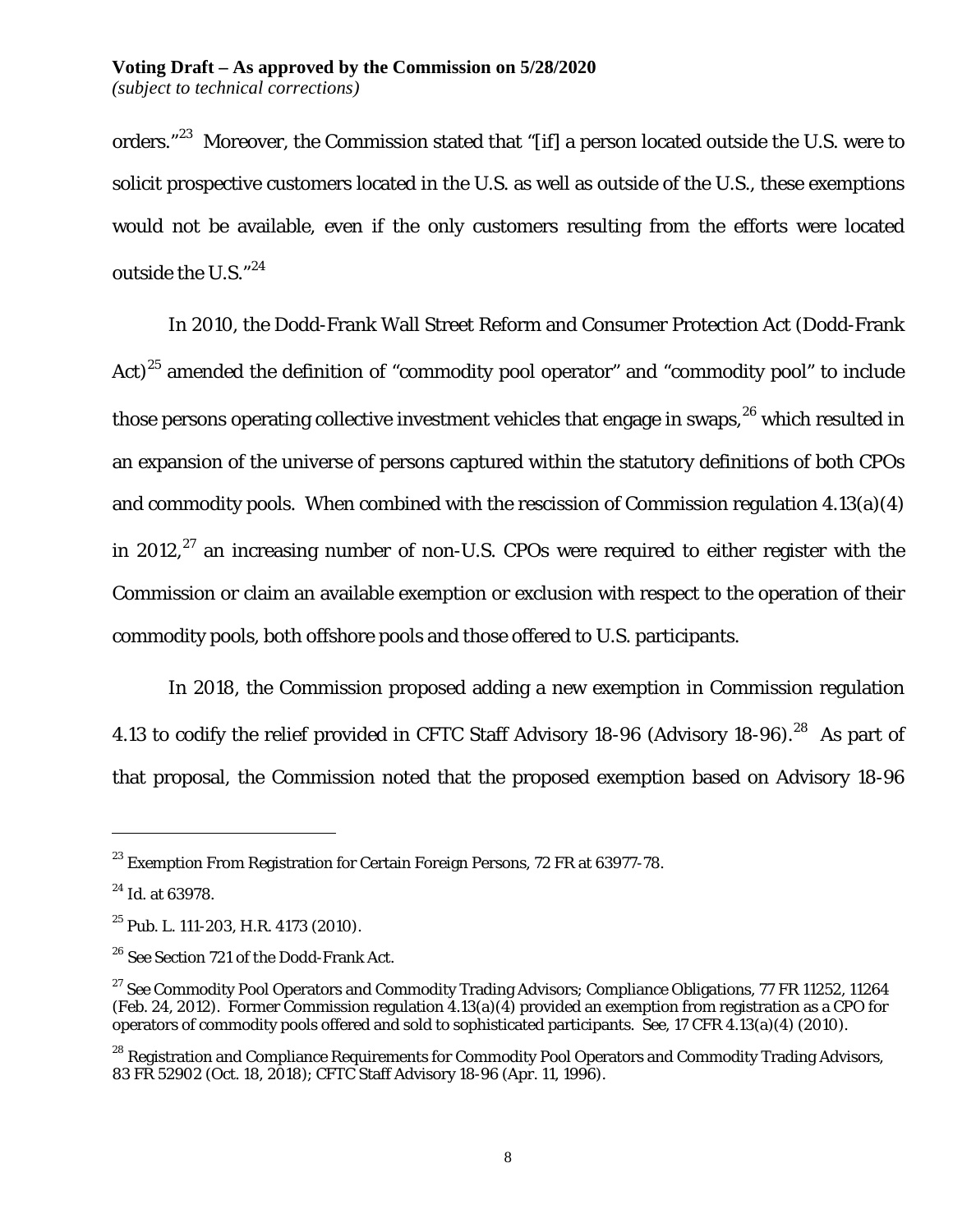orders."[23] Moreover, the Commission stated that "[if] a person located outside the U.S. were to solicit prospective customers located in the U.S. as well as outside of the U.S., these exemptions would not be available, even if the only customers resulting from the efforts were located outside the U.S."[24]

In 2010, the Dodd-Frank Wall Street Reform and Consumer Protection Act (Dodd-Frank Act)[25] amended the definition of "commodity pool operator" and "commodity pool" to include those persons operating collective investment vehicles that engage in swaps,[26] which resulted in an expansion of the universe of persons captured within the statutory definitions of both CPOs and commodity pools. When combined with the rescission of Commission regulation 4.13(a)(4) in 2012,[27] an increasing number of non-U.S. CPOs were required to either register with the Commission or claim an available exemption or exclusion with respect to the operation of their commodity pools, both offshore pools and those offered to U.S. participants.

In 2018, the Commission proposed adding a new exemption in Commission regulation 4.13 to codify the relief provided in CFTC Staff Advisory 18-96 (Advisory 18-96).[28] As part of that proposal, the Commission noted that the proposed exemption based on Advisory 18-96

---

[23] Exemption From Registration for Certain Foreign Persons, 72 FR at 63977-78.

[24] Id. at 63978.

[25] Pub. L. 111-203, H.R. 4173 (2010).

[26] See Section 721 of the Dodd-Frank Act.

[27] See Commodity Pool Operators and Commodity Trading Advisors; Compliance Obligations, 77 FR 11252, 11264 (Feb. 24, 2012). Former Commission regulation 4.13(a)(4) provided an exemption from registration as a CPO for operators of commodity pools offered and sold to sophisticated participants. See, 17 CFR 4.13(a)(4) (2010).

[28] Registration and Compliance Requirements for Commodity Pool Operators and Commodity Trading Advisors, 83 FR 52902 (Oct. 18, 2018); CFTC Staff Advisory 18-96 (Apr. 11, 1996).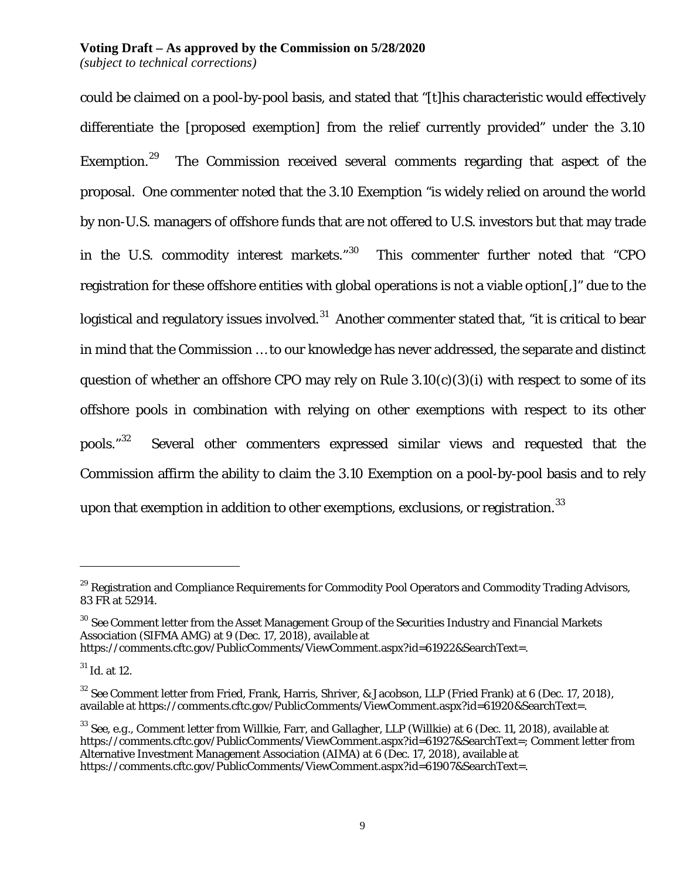could be claimed on a pool-by-pool basis, and stated that "[t]his characteristic would effectively differentiate the [proposed exemption] from the relief currently provided" under the 3.10 Exemption.[29] The Commission received several comments regarding that aspect of the proposal. One commenter noted that the 3.10 Exemption "is widely relied on around the world by non-U.S. managers of offshore funds that are not offered to U.S. investors but that may trade in the U.S. commodity interest markets."[30] This commenter further noted that "CPO registration for these offshore entities with global operations is not a viable option[,]" due to the logistical and regulatory issues involved.[31] Another commenter stated that, "it is critical to bear in mind that the Commission … to our knowledge has never addressed, the separate and distinct question of whether an offshore CPO may rely on Rule 3.10(c)(3)(i) with respect to some of its offshore pools in combination with relying on other exemptions with respect to its other pools."[32] Several other commenters expressed similar views and requested that the Commission affirm the ability to claim the 3.10 Exemption on a pool-by-pool basis and to rely upon that exemption in addition to other exemptions, exclusions, or registration.[33]

---

[29] Registration and Compliance Requirements for Commodity Pool Operators and Commodity Trading Advisors, 83 FR at 52914.

[30] See Comment letter from the Asset Management Group of the Securities Industry and Financial Markets Association (SIFMA AMG) at 9 (Dec. 17, 2018), available at https://comments.cftc.gov/PublicComments/ViewComment.aspx?id=61922&SearchText=.

[31] Id. at 12.

[32] See Comment letter from Fried, Frank, Harris, Shriver, & Jacobson, LLP (Fried Frank) at 6 (Dec. 17, 2018), available at https://comments.cftc.gov/PublicComments/ViewComment.aspx?id=61920&SearchText=.

[33] See, e.g., Comment letter from Willkie, Farr, and Gallagher, LLP (Willkie) at 6 (Dec. 11, 2018), available at https://comments.cftc.gov/PublicComments/ViewComment.aspx?id=61927&SearchText=; Comment letter from Alternative Investment Management Association (AIMA) at 6 (Dec. 17, 2018), available at https://comments.cftc.gov/PublicComments/ViewComment.aspx?id=61907&SearchText=.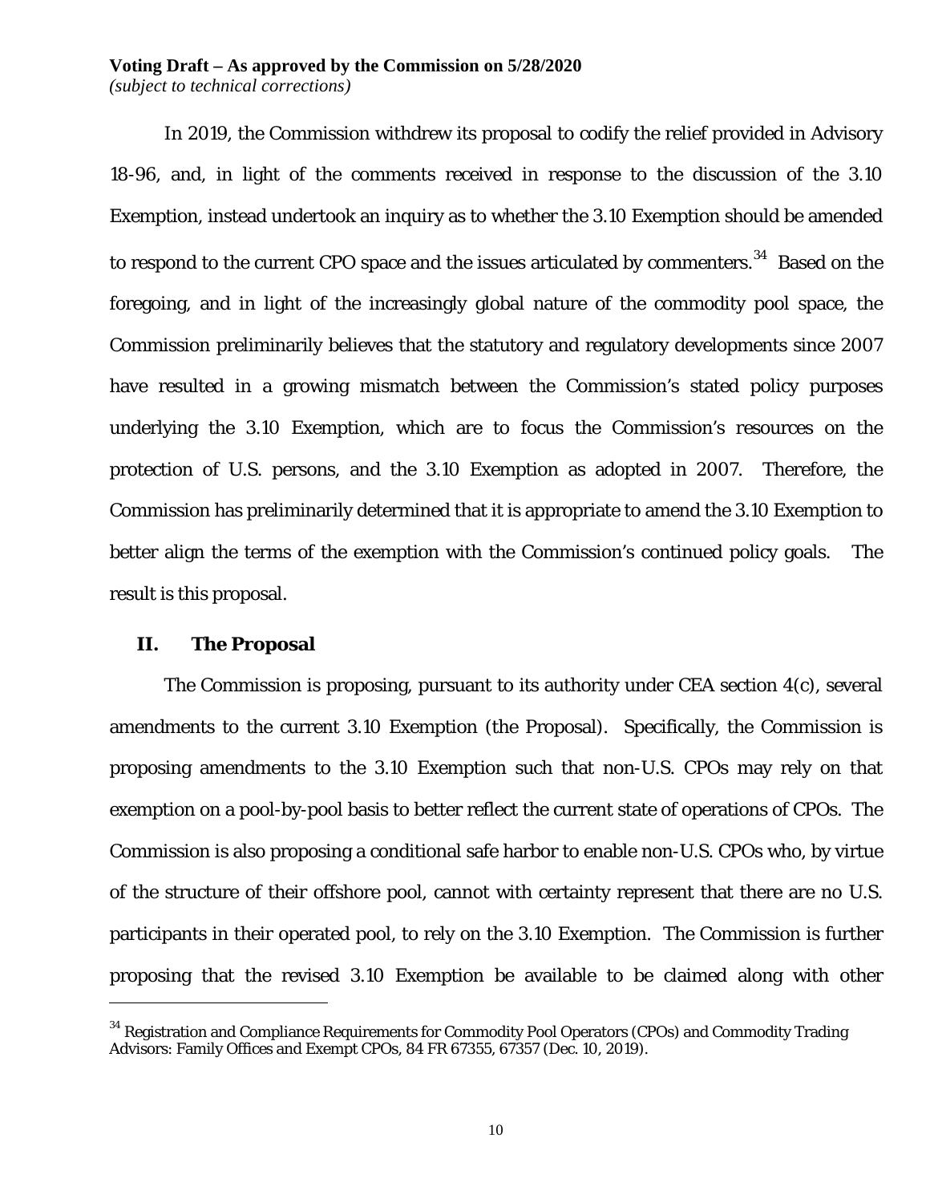In 2019, the Commission withdrew its proposal to codify the relief provided in Advisory 18-96, and, in light of the comments received in response to the discussion of the 3.10 Exemption, instead undertook an inquiry as to whether the 3.10 Exemption should be amended to respond to the current CPO space and the issues articulated by commenters.[34] Based on the foregoing, and in light of the increasingly global nature of the commodity pool space, the Commission preliminarily believes that the statutory and regulatory developments since 2007 have resulted in a growing mismatch between the Commission's stated policy purposes underlying the 3.10 Exemption, which are to focus the Commission's resources on the protection of U.S. persons, and the 3.10 Exemption as adopted in 2007. Therefore, the Commission has preliminarily determined that it is appropriate to amend the 3.10 Exemption to better align the terms of the exemption with the Commission's continued policy goals. The result is this proposal.

## II. The Proposal

The Commission is proposing, pursuant to its authority under CEA section 4(c), several amendments to the current 3.10 Exemption (the Proposal). Specifically, the Commission is proposing amendments to the 3.10 Exemption such that non-U.S. CPOs may rely on that exemption on a pool-by-pool basis to better reflect the current state of operations of CPOs. The Commission is also proposing a conditional safe harbor to enable non-U.S. CPOs who, by virtue of the structure of their offshore pool, cannot with certainty represent that there are no U.S. participants in their operated pool, to rely on the 3.10 Exemption. The Commission is further proposing that the revised 3.10 Exemption be available to be claimed along with other

[34] Registration and Compliance Requirements for Commodity Pool Operators (CPOs) and Commodity Trading Advisors: Family Offices and Exempt CPOs, 84 FR 67355, 67357 (Dec. 10, 2019).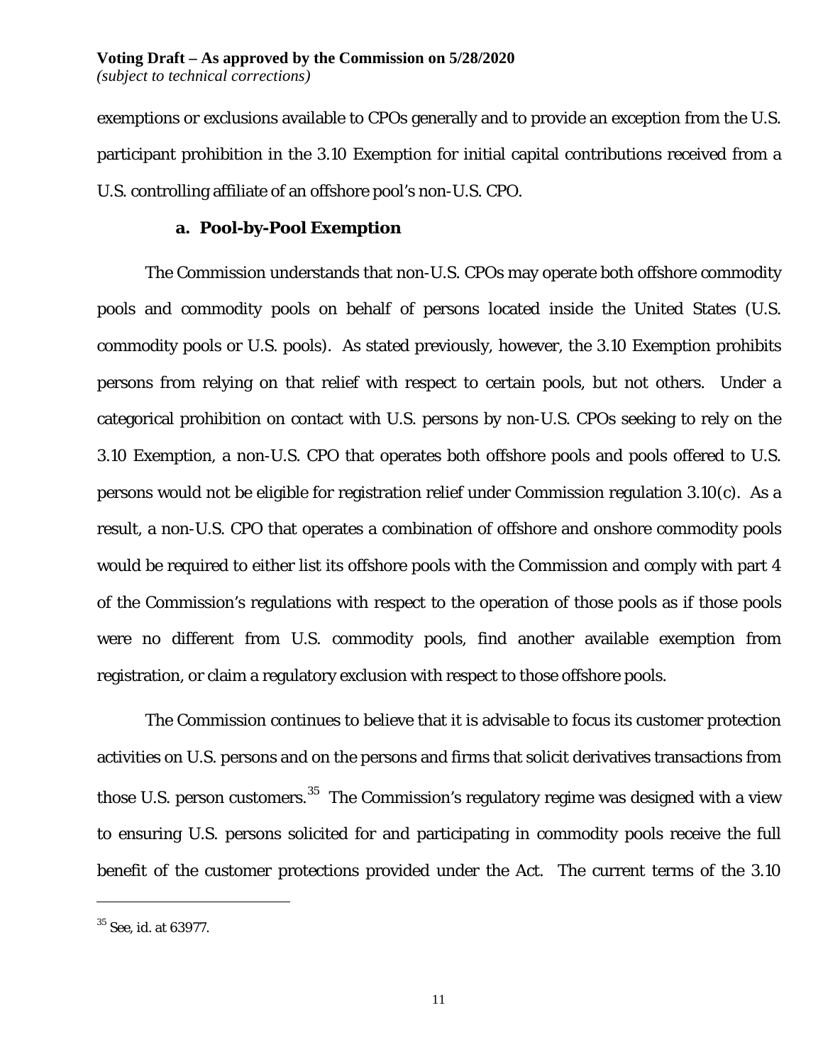exemptions or exclusions available to CPOs generally and to provide an exception from the U.S. participant prohibition in the 3.10 Exemption for initial capital contributions received from a U.S. controlling affiliate of an offshore pool's non-U.S. CPO.

**a. Pool-by-Pool Exemption**

The Commission understands that non-U.S. CPOs may operate both offshore commodity pools and commodity pools on behalf of persons located inside the United States (U.S. commodity pools or U.S. pools). As stated previously, however, the 3.10 Exemption prohibits persons from relying on that relief with respect to certain pools, but not others. Under a categorical prohibition on contact with U.S. persons by non-U.S. CPOs seeking to rely on the 3.10 Exemption, a non-U.S. CPO that operates both offshore pools and pools offered to U.S. persons would not be eligible for registration relief under Commission regulation 3.10(c). As a result, a non-U.S. CPO that operates a combination of offshore and onshore commodity pools would be required to either list its offshore pools with the Commission and comply with part 4 of the Commission's regulations with respect to the operation of those pools as if those pools were no different from U.S. commodity pools, find another available exemption from registration, or claim a regulatory exclusion with respect to those offshore pools.

The Commission continues to believe that it is advisable to focus its customer protection activities on U.S. persons and on the persons and firms that solicit derivatives transactions from those U.S. person customers.[35] The Commission's regulatory regime was designed with a view to ensuring U.S. persons solicited for and participating in commodity pools receive the full benefit of the customer protections provided under the Act. The current terms of the 3.10

---

[35] See, id. at 63977.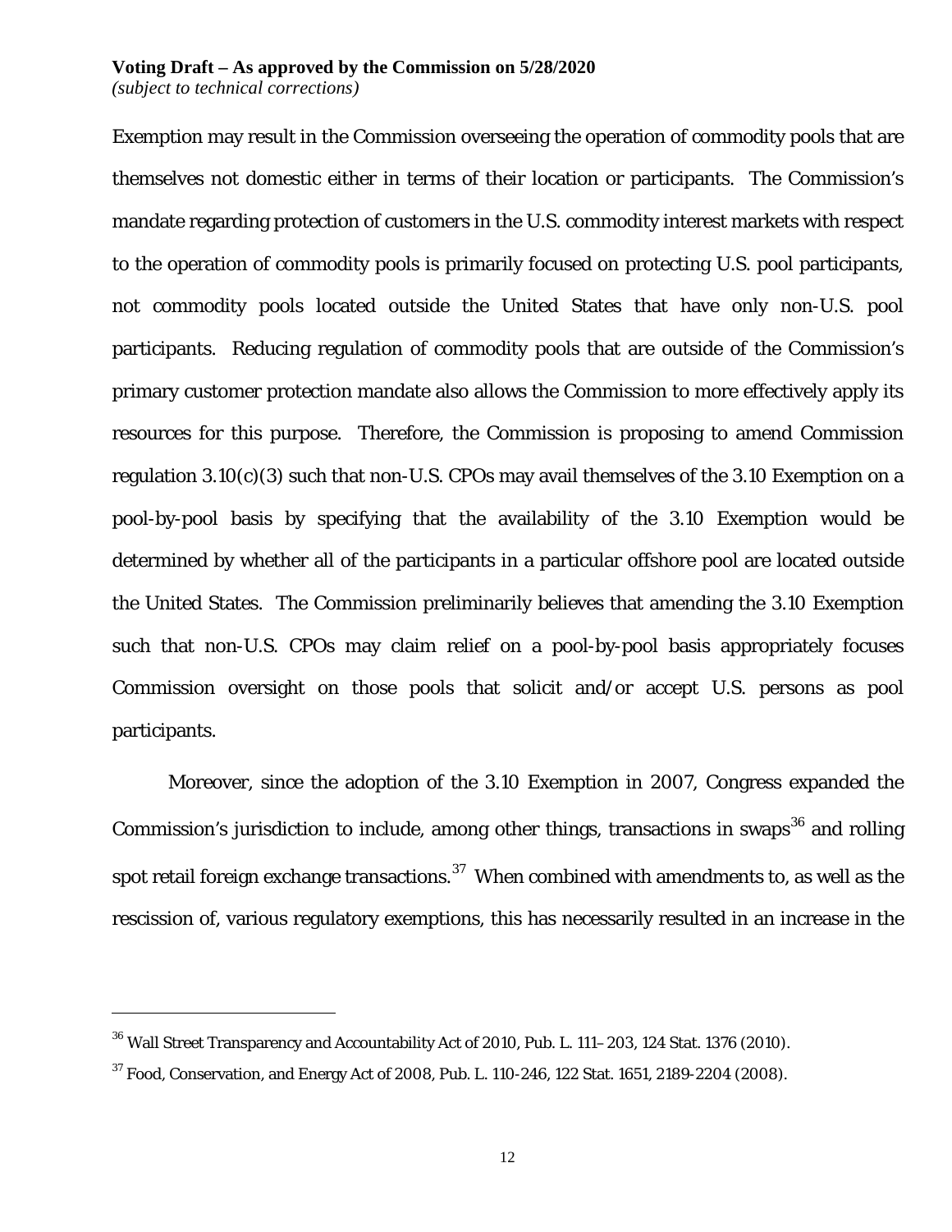Exemption may result in the Commission overseeing the operation of commodity pools that are themselves not domestic either in terms of their location or participants. The Commission's mandate regarding protection of customers in the U.S. commodity interest markets with respect to the operation of commodity pools is primarily focused on protecting U.S. pool participants, not commodity pools located outside the United States that have only non-U.S. pool participants. Reducing regulation of commodity pools that are outside of the Commission's primary customer protection mandate also allows the Commission to more effectively apply its resources for this purpose. Therefore, the Commission is proposing to amend Commission regulation 3.10(c)(3) such that non-U.S. CPOs may avail themselves of the 3.10 Exemption on a pool-by-pool basis by specifying that the availability of the 3.10 Exemption would be determined by whether all of the participants in a particular offshore pool are located outside the United States. The Commission preliminarily believes that amending the 3.10 Exemption such that non-U.S. CPOs may claim relief on a pool-by-pool basis appropriately focuses Commission oversight on those pools that solicit and/or accept U.S. persons as pool participants.

Moreover, since the adoption of the 3.10 Exemption in 2007, Congress expanded the Commission's jurisdiction to include, among other things, transactions in swaps[36] and rolling spot retail foreign exchange transactions.[37] When combined with amendments to, as well as the rescission of, various regulatory exemptions, this has necessarily resulted in an increase in the

---

[36] Wall Street Transparency and Accountability Act of 2010, Pub. L. 111–203, 124 Stat. 1376 (2010).

[37] Food, Conservation, and Energy Act of 2008, Pub. L. 110-246, 122 Stat. 1651, 2189-2204 (2008).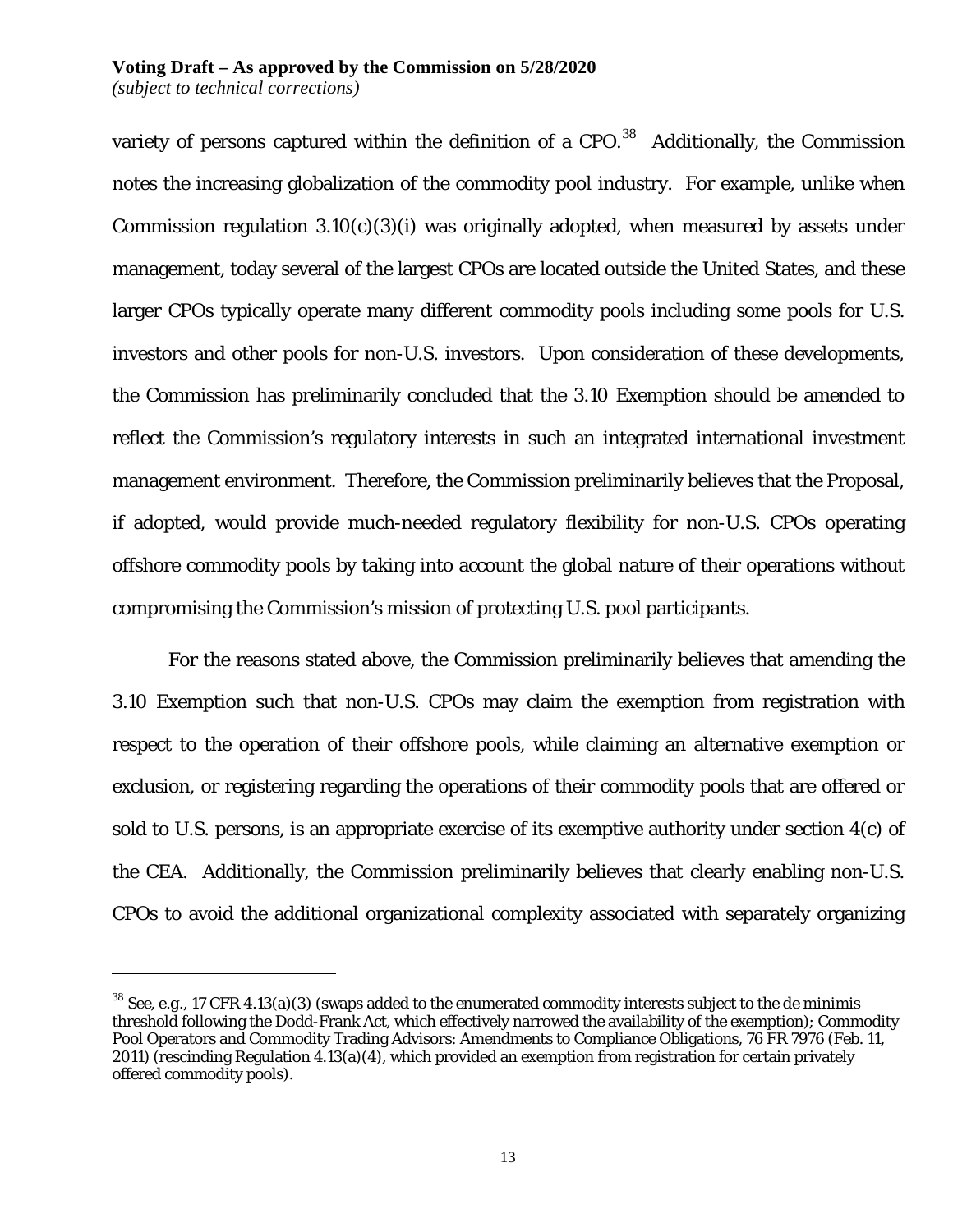variety of persons captured within the definition of a CPO.[38] Additionally, the Commission notes the increasing globalization of the commodity pool industry. For example, unlike when Commission regulation 3.10(c)(3)(i) was originally adopted, when measured by assets under management, today several of the largest CPOs are located outside the United States, and these larger CPOs typically operate many different commodity pools including some pools for U.S. investors and other pools for non-U.S. investors. Upon consideration of these developments, the Commission has preliminarily concluded that the 3.10 Exemption should be amended to reflect the Commission's regulatory interests in such an integrated international investment management environment. Therefore, the Commission preliminarily believes that the Proposal, if adopted, would provide much-needed regulatory flexibility for non-U.S. CPOs operating offshore commodity pools by taking into account the global nature of their operations without compromising the Commission's mission of protecting U.S. pool participants.

For the reasons stated above, the Commission preliminarily believes that amending the 3.10 Exemption such that non-U.S. CPOs may claim the exemption from registration with respect to the operation of their offshore pools, while claiming an alternative exemption or exclusion, or registering regarding the operations of their commodity pools that are offered or sold to U.S. persons, is an appropriate exercise of its exemptive authority under section 4(c) of the CEA. Additionally, the Commission preliminarily believes that clearly enabling non-U.S. CPOs to avoid the additional organizational complexity associated with separately organizing

---

[38] See, e.g., 17 CFR 4.13(a)(3) (swaps added to the enumerated commodity interests subject to the de minimis threshold following the Dodd-Frank Act, which effectively narrowed the availability of the exemption); Commodity Pool Operators and Commodity Trading Advisors: Amendments to Compliance Obligations, 76 FR 7976 (Feb. 11, 2011) (rescinding Regulation 4.13(a)(4), which provided an exemption from registration for certain privately offered commodity pools).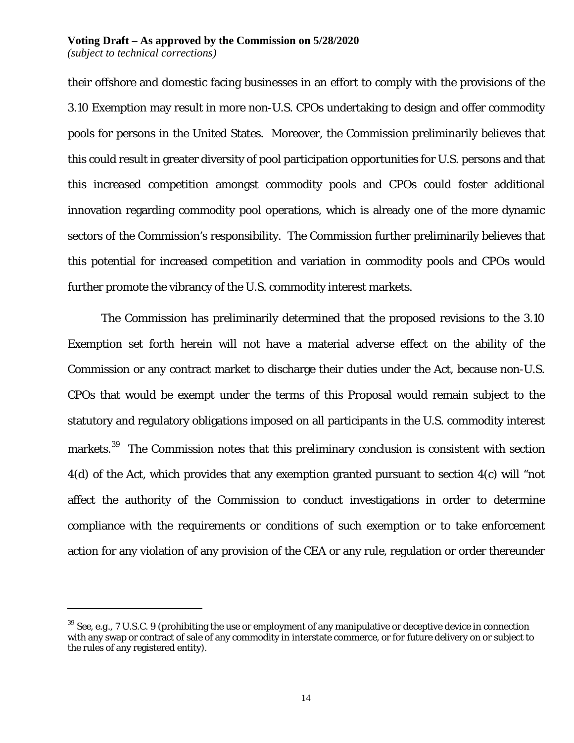their offshore and domestic facing businesses in an effort to comply with the provisions of the 3.10 Exemption may result in more non-U.S. CPOs undertaking to design and offer commodity pools for persons in the United States. Moreover, the Commission preliminarily believes that this could result in greater diversity of pool participation opportunities for U.S. persons and that this increased competition amongst commodity pools and CPOs could foster additional innovation regarding commodity pool operations, which is already one of the more dynamic sectors of the Commission's responsibility. The Commission further preliminarily believes that this potential for increased competition and variation in commodity pools and CPOs would further promote the vibrancy of the U.S. commodity interest markets.

The Commission has preliminarily determined that the proposed revisions to the 3.10 Exemption set forth herein will not have a material adverse effect on the ability of the Commission or any contract market to discharge their duties under the Act, because non-U.S. CPOs that would be exempt under the terms of this Proposal would remain subject to the statutory and regulatory obligations imposed on all participants in the U.S. commodity interest markets.[39] The Commission notes that this preliminary conclusion is consistent with section 4(d) of the Act, which provides that any exemption granted pursuant to section 4(c) will "not affect the authority of the Commission to conduct investigations in order to determine compliance with the requirements or conditions of such exemption or to take enforcement action for any violation of any provision of the CEA or any rule, regulation or order thereunder

[39] See, e.g., 7 U.S.C. 9 (prohibiting the use or employment of any manipulative or deceptive device in connection with any swap or contract of sale of any commodity in interstate commerce, or for future delivery on or subject to the rules of any registered entity).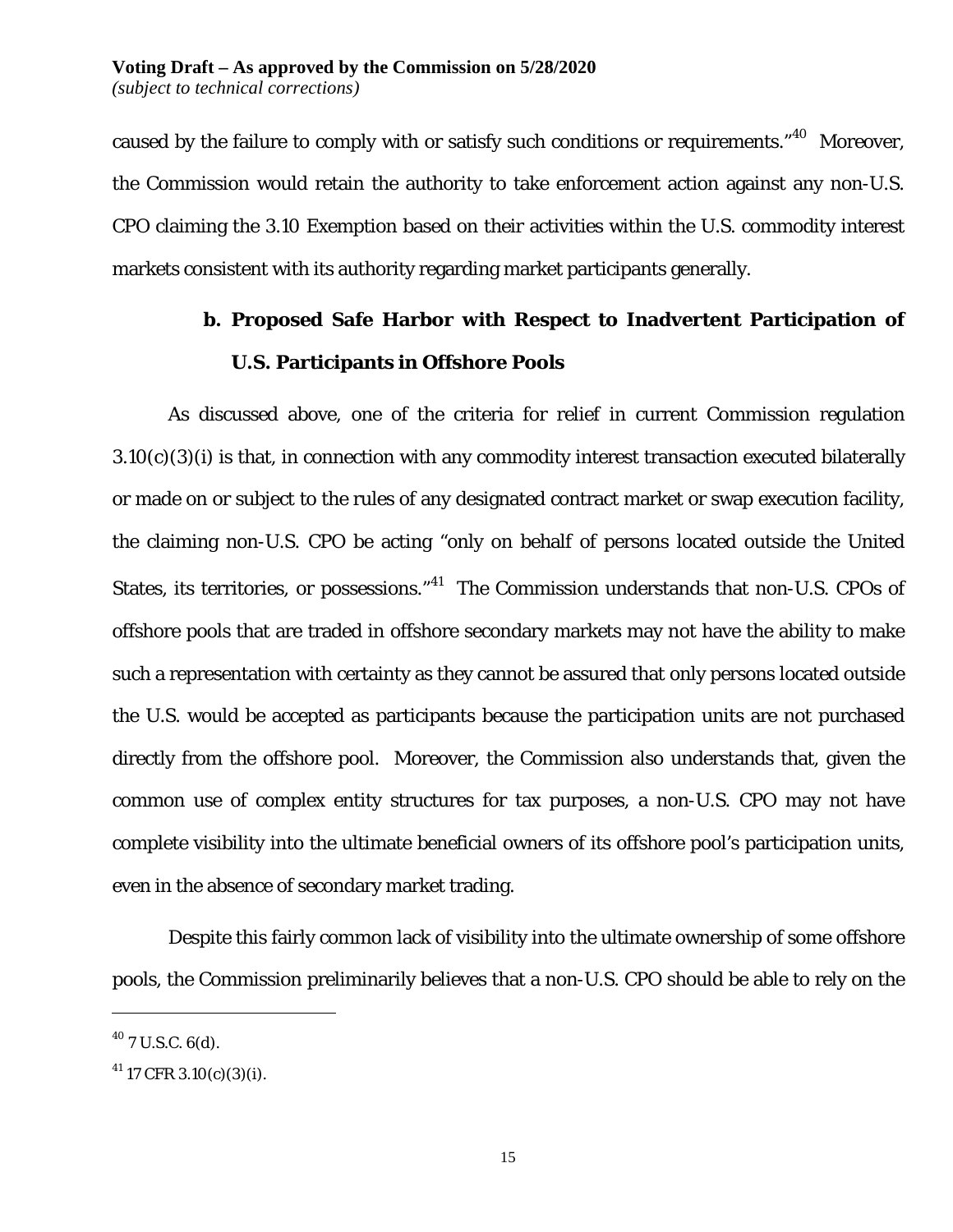caused by the failure to comply with or satisfy such conditions or requirements."[40] Moreover, the Commission would retain the authority to take enforcement action against any non-U.S. CPO claiming the 3.10 Exemption based on their activities within the U.S. commodity interest markets consistent with its authority regarding market participants generally.

### b. Proposed Safe Harbor with Respect to Inadvertent Participation of U.S. Participants in Offshore Pools

As discussed above, one of the criteria for relief in current Commission regulation 3.10(c)(3)(i) is that, in connection with any commodity interest transaction executed bilaterally or made on or subject to the rules of any designated contract market or swap execution facility, the claiming non-U.S. CPO be acting "only on behalf of persons located outside the United States, its territories, or possessions."[41] The Commission understands that non-U.S. CPOs of offshore pools that are traded in offshore secondary markets may not have the ability to make such a representation with certainty as they cannot be assured that only persons located outside the U.S. would be accepted as participants because the participation units are not purchased directly from the offshore pool. Moreover, the Commission also understands that, given the common use of complex entity structures for tax purposes, a non-U.S. CPO may not have complete visibility into the ultimate beneficial owners of its offshore pool's participation units, even in the absence of secondary market trading.

Despite this fairly common lack of visibility into the ultimate ownership of some offshore pools, the Commission preliminarily believes that a non-U.S. CPO should be able to rely on the

---

[40] 7 U.S.C. 6(d).

[41] 17 CFR 3.10(c)(3)(i).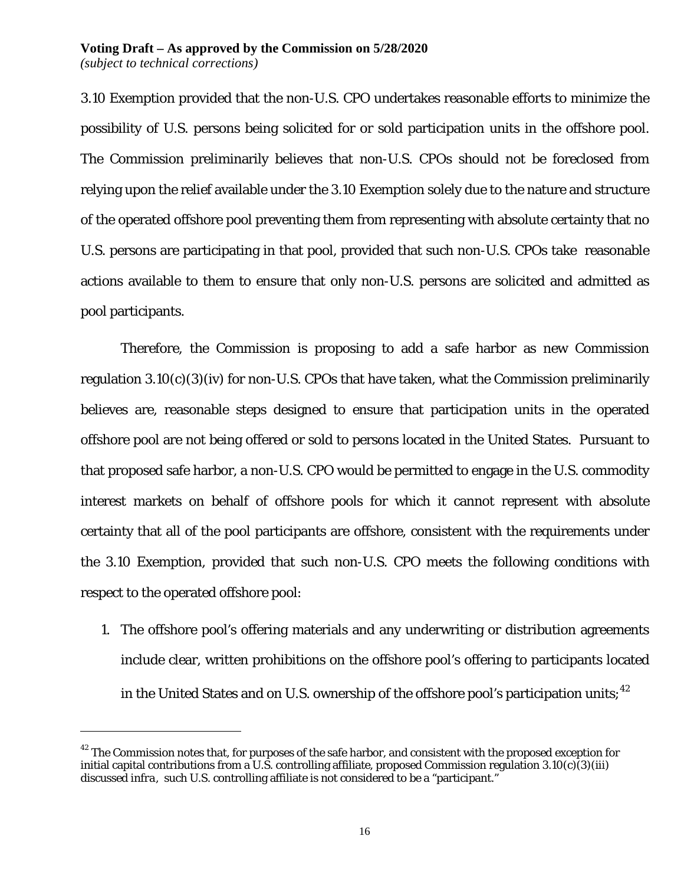3.10 Exemption provided that the non-U.S. CPO undertakes reasonable efforts to minimize the possibility of U.S. persons being solicited for or sold participation units in the offshore pool. The Commission preliminarily believes that non-U.S. CPOs should not be foreclosed from relying upon the relief available under the 3.10 Exemption solely due to the nature and structure of the operated offshore pool preventing them from representing with absolute certainty that no U.S. persons are participating in that pool, provided that such non-U.S. CPOs take reasonable actions available to them to ensure that only non-U.S. persons are solicited and admitted as pool participants.

Therefore, the Commission is proposing to add a safe harbor as new Commission regulation 3.10(c)(3)(iv) for non-U.S. CPOs that have taken, what the Commission preliminarily believes are, reasonable steps designed to ensure that participation units in the operated offshore pool are not being offered or sold to persons located in the United States. Pursuant to that proposed safe harbor, a non-U.S. CPO would be permitted to engage in the U.S. commodity interest markets on behalf of offshore pools for which it cannot represent with absolute certainty that all of the pool participants are offshore, consistent with the requirements under the 3.10 Exemption, provided that such non-U.S. CPO meets the following conditions with respect to the operated offshore pool:

1. The offshore pool's offering materials and any underwriting or distribution agreements include clear, written prohibitions on the offshore pool's offering to participants located in the United States and on U.S. ownership of the offshore pool's participation units;[42]

[42] The Commission notes that, for purposes of the safe harbor, and consistent with the proposed exception for initial capital contributions from a U.S. controlling affiliate, proposed Commission regulation 3.10(c)(3)(iii) discussed *infra*, such U.S. controlling affiliate is not considered to be a "participant."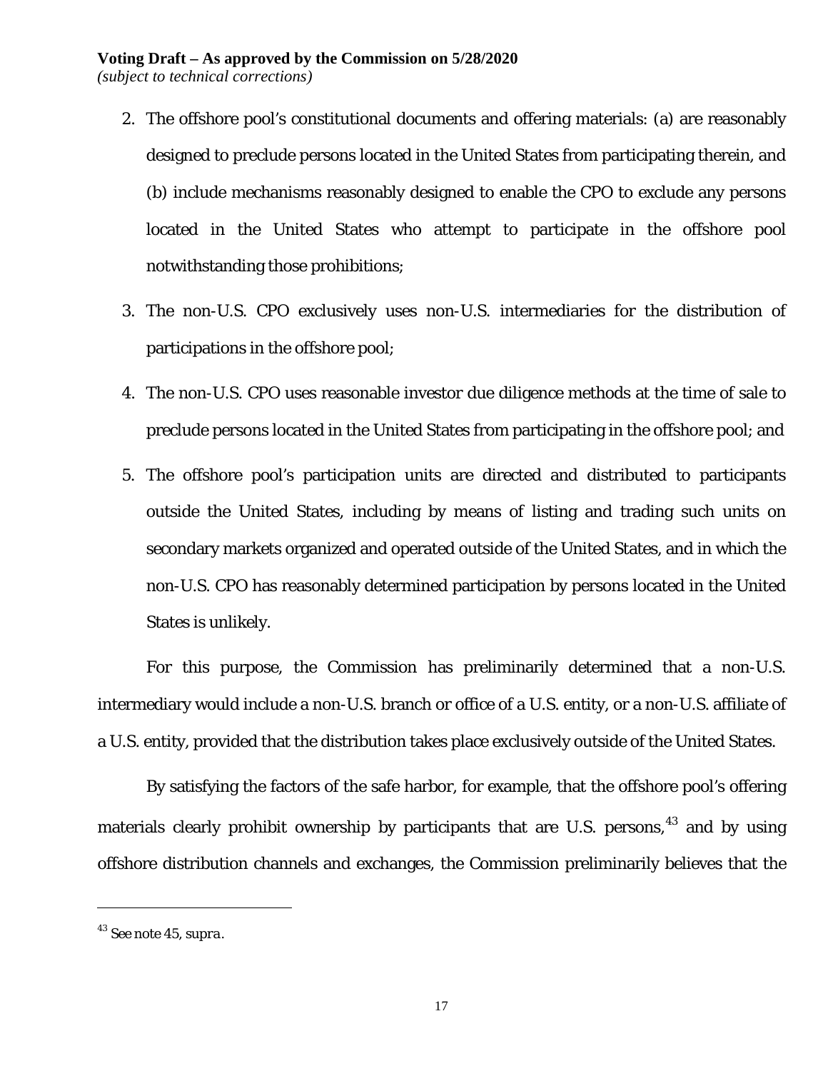2. The offshore pool's constitutional documents and offering materials: (a) are reasonably designed to preclude persons located in the United States from participating therein, and (b) include mechanisms reasonably designed to enable the CPO to exclude any persons located in the United States who attempt to participate in the offshore pool notwithstanding those prohibitions;
3. The non-U.S. CPO exclusively uses non-U.S. intermediaries for the distribution of participations in the offshore pool;
4. The non-U.S. CPO uses reasonable investor due diligence methods at the time of sale to preclude persons located in the United States from participating in the offshore pool; and
5. The offshore pool's participation units are directed and distributed to participants outside the United States, including by means of listing and trading such units on secondary markets organized and operated outside of the United States, and in which the non-U.S. CPO has reasonably determined participation by persons located in the United States is unlikely.

For this purpose, the Commission has preliminarily determined that a non-U.S. intermediary would include a non-U.S. branch or office of a U.S. entity, or a non-U.S. affiliate of a U.S. entity, provided that the distribution takes place exclusively outside of the United States.

By satisfying the factors of the safe harbor, for example, that the offshore pool's offering materials clearly prohibit ownership by participants that are U.S. persons,[43] and by using offshore distribution channels and exchanges, the Commission preliminarily believes that the

---

[43] *See* note 45, *supra*.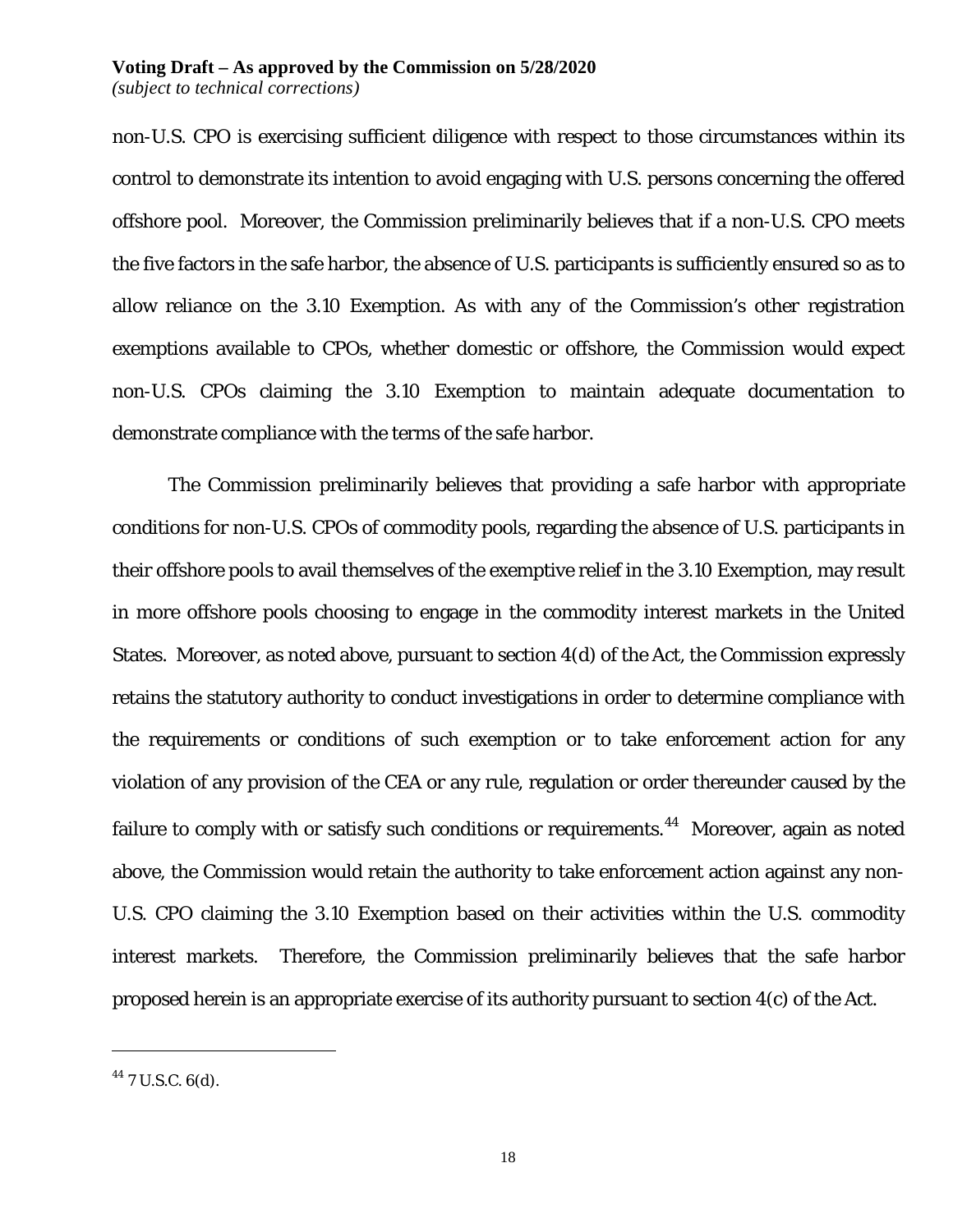non-U.S. CPO is exercising sufficient diligence with respect to those circumstances within its control to demonstrate its intention to avoid engaging with U.S. persons concerning the offered offshore pool. Moreover, the Commission preliminarily believes that if a non-U.S. CPO meets the five factors in the safe harbor, the absence of U.S. participants is sufficiently ensured so as to allow reliance on the 3.10 Exemption. As with any of the Commission's other registration exemptions available to CPOs, whether domestic or offshore, the Commission would expect non-U.S. CPOs claiming the 3.10 Exemption to maintain adequate documentation to demonstrate compliance with the terms of the safe harbor.

The Commission preliminarily believes that providing a safe harbor with appropriate conditions for non-U.S. CPOs of commodity pools, regarding the absence of U.S. participants in their offshore pools to avail themselves of the exemptive relief in the 3.10 Exemption, may result in more offshore pools choosing to engage in the commodity interest markets in the United States. Moreover, as noted above, pursuant to section 4(d) of the Act, the Commission expressly retains the statutory authority to conduct investigations in order to determine compliance with the requirements or conditions of such exemption or to take enforcement action for any violation of any provision of the CEA or any rule, regulation or order thereunder caused by the failure to comply with or satisfy such conditions or requirements.[44] Moreover, again as noted above, the Commission would retain the authority to take enforcement action against any non-U.S. CPO claiming the 3.10 Exemption based on their activities within the U.S. commodity interest markets. Therefore, the Commission preliminarily believes that the safe harbor proposed herein is an appropriate exercise of its authority pursuant to section 4(c) of the Act.

---

[44] 7 U.S.C. 6(d).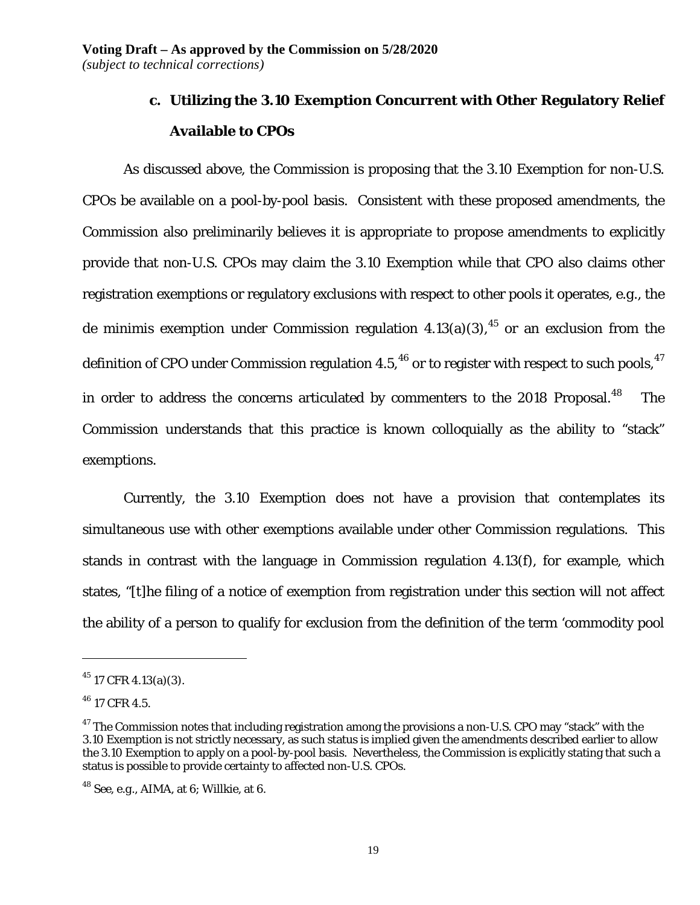### c. Utilizing the 3.10 Exemption Concurrent with Other Regulatory Relief Available to CPOs

As discussed above, the Commission is proposing that the 3.10 Exemption for non-U.S. CPOs be available on a pool-by-pool basis. Consistent with these proposed amendments, the Commission also preliminarily believes it is appropriate to propose amendments to explicitly provide that non-U.S. CPOs may claim the 3.10 Exemption while that CPO also claims other registration exemptions or regulatory exclusions with respect to other pools it operates, e.g., the de minimis exemption under Commission regulation 4.13(a)(3),[45] or an exclusion from the definition of CPO under Commission regulation 4.5,[46] or to register with respect to such pools,[47] in order to address the concerns articulated by commenters to the 2018 Proposal.[48] The Commission understands that this practice is known colloquially as the ability to "stack" exemptions.

Currently, the 3.10 Exemption does not have a provision that contemplates its simultaneous use with other exemptions available under other Commission regulations. This stands in contrast with the language in Commission regulation 4.13(f), for example, which states, "[t]he filing of a notice of exemption from registration under this section will not affect the ability of a person to qualify for exclusion from the definition of the term 'commodity pool

---

[45] 17 CFR 4.13(a)(3).

[46] 17 CFR 4.5.

[47] The Commission notes that including registration among the provisions a non-U.S. CPO may "stack" with the 3.10 Exemption is not strictly necessary, as such status is implied given the amendments described earlier to allow the 3.10 Exemption to apply on a pool-by-pool basis. Nevertheless, the Commission is explicitly stating that such a status is possible to provide certainty to affected non-U.S. CPOs.

[48] See, e.g., AIMA, at 6; Willkie, at 6.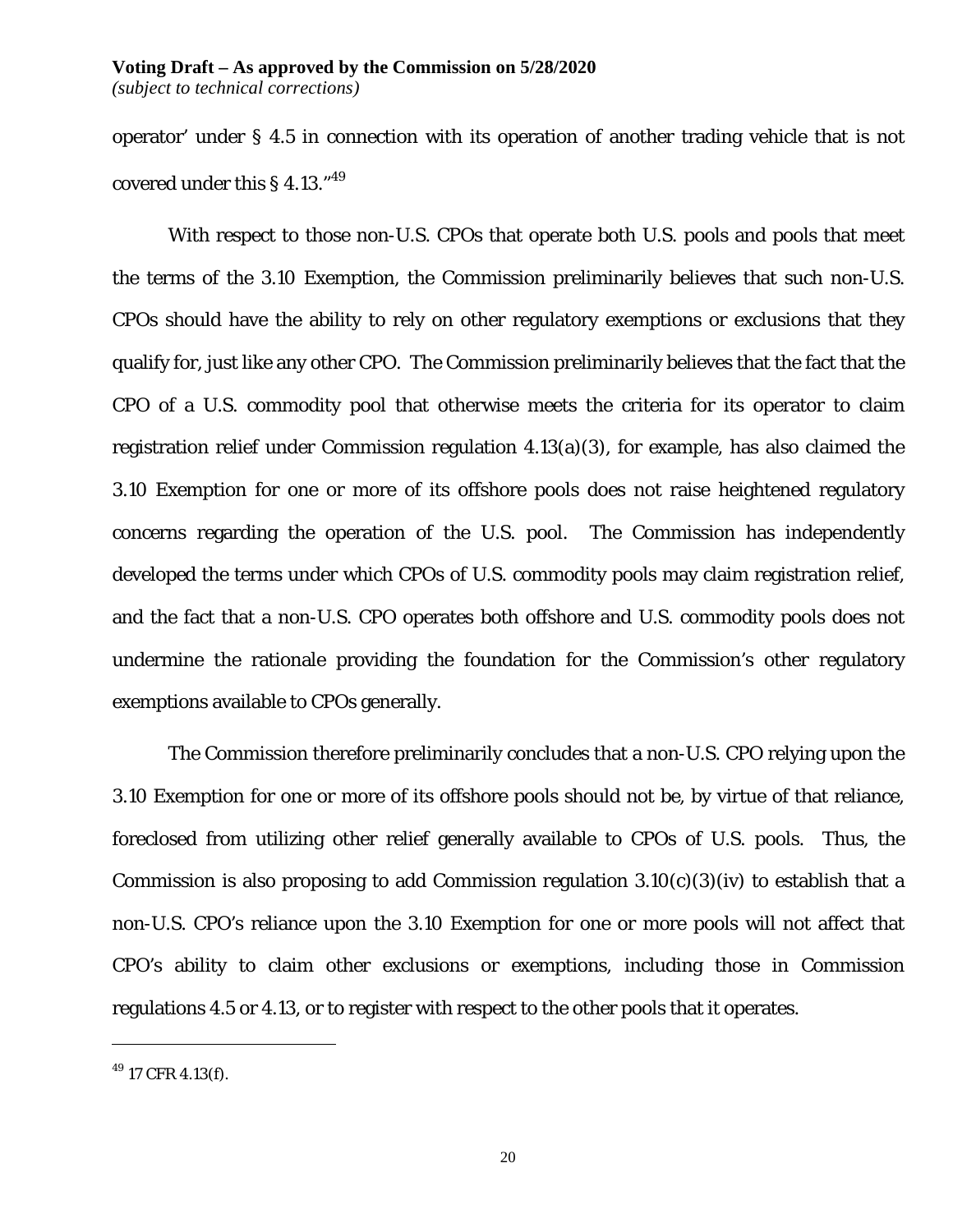operator' under § 4.5 in connection with its operation of another trading vehicle that is not covered under this § 4.13."[49]

With respect to those non-U.S. CPOs that operate both U.S. pools and pools that meet the terms of the 3.10 Exemption, the Commission preliminarily believes that such non-U.S. CPOs should have the ability to rely on other regulatory exemptions or exclusions that they qualify for, just like any other CPO. The Commission preliminarily believes that the fact that the CPO of a U.S. commodity pool that otherwise meets the criteria for its operator to claim registration relief under Commission regulation 4.13(a)(3), for example, has also claimed the 3.10 Exemption for one or more of its offshore pools does not raise heightened regulatory concerns regarding the operation of the U.S. pool. The Commission has independently developed the terms under which CPOs of U.S. commodity pools may claim registration relief, and the fact that a non-U.S. CPO operates both offshore and U.S. commodity pools does not undermine the rationale providing the foundation for the Commission's other regulatory exemptions available to CPOs generally.

The Commission therefore preliminarily concludes that a non-U.S. CPO relying upon the 3.10 Exemption for one or more of its offshore pools should not be, by virtue of that reliance, foreclosed from utilizing other relief generally available to CPOs of U.S. pools. Thus, the Commission is also proposing to add Commission regulation 3.10(c)(3)(iv) to establish that a non-U.S. CPO's reliance upon the 3.10 Exemption for one or more pools will not affect that CPO's ability to claim other exclusions or exemptions, including those in Commission regulations 4.5 or 4.13, or to register with respect to the other pools that it operates.

---

[49] 17 CFR 4.13(f).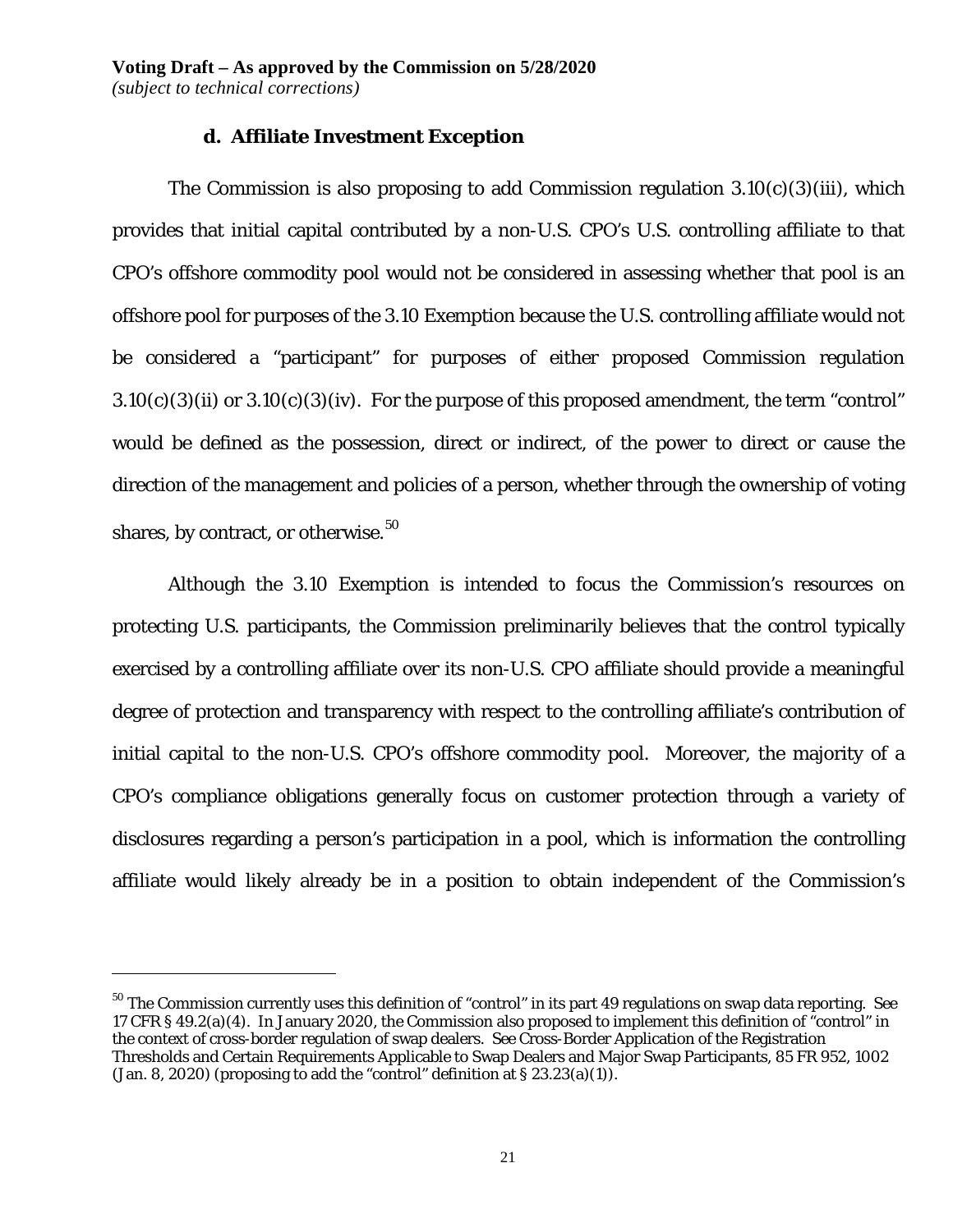### d. Affiliate Investment Exception

The Commission is also proposing to add Commission regulation 3.10(c)(3)(iii), which provides that initial capital contributed by a non-U.S. CPO's U.S. controlling affiliate to that CPO's offshore commodity pool would not be considered in assessing whether that pool is an offshore pool for purposes of the 3.10 Exemption because the U.S. controlling affiliate would not be considered a "participant" for purposes of either proposed Commission regulation 3.10(c)(3)(ii) or 3.10(c)(3)(iv). For the purpose of this proposed amendment, the term "control" would be defined as the possession, direct or indirect, of the power to direct or cause the direction of the management and policies of a person, whether through the ownership of voting shares, by contract, or otherwise.[50]

Although the 3.10 Exemption is intended to focus the Commission's resources on protecting U.S. participants, the Commission preliminarily believes that the control typically exercised by a controlling affiliate over its non-U.S. CPO affiliate should provide a meaningful degree of protection and transparency with respect to the controlling affiliate's contribution of initial capital to the non-U.S. CPO's offshore commodity pool. Moreover, the majority of a CPO's compliance obligations generally focus on customer protection through a variety of disclosures regarding a person's participation in a pool, which is information the controlling affiliate would likely already be in a position to obtain independent of the Commission's

[50] The Commission currently uses this definition of "control" in its part 49 regulations on swap data reporting. See 17 CFR § 49.2(a)(4). In January 2020, the Commission also proposed to implement this definition of "control" in the context of cross-border regulation of swap dealers. See Cross-Border Application of the Registration Thresholds and Certain Requirements Applicable to Swap Dealers and Major Swap Participants, 85 FR 952, 1002 (Jan. 8, 2020) (proposing to add the "control" definition at § 23.23(a)(1)).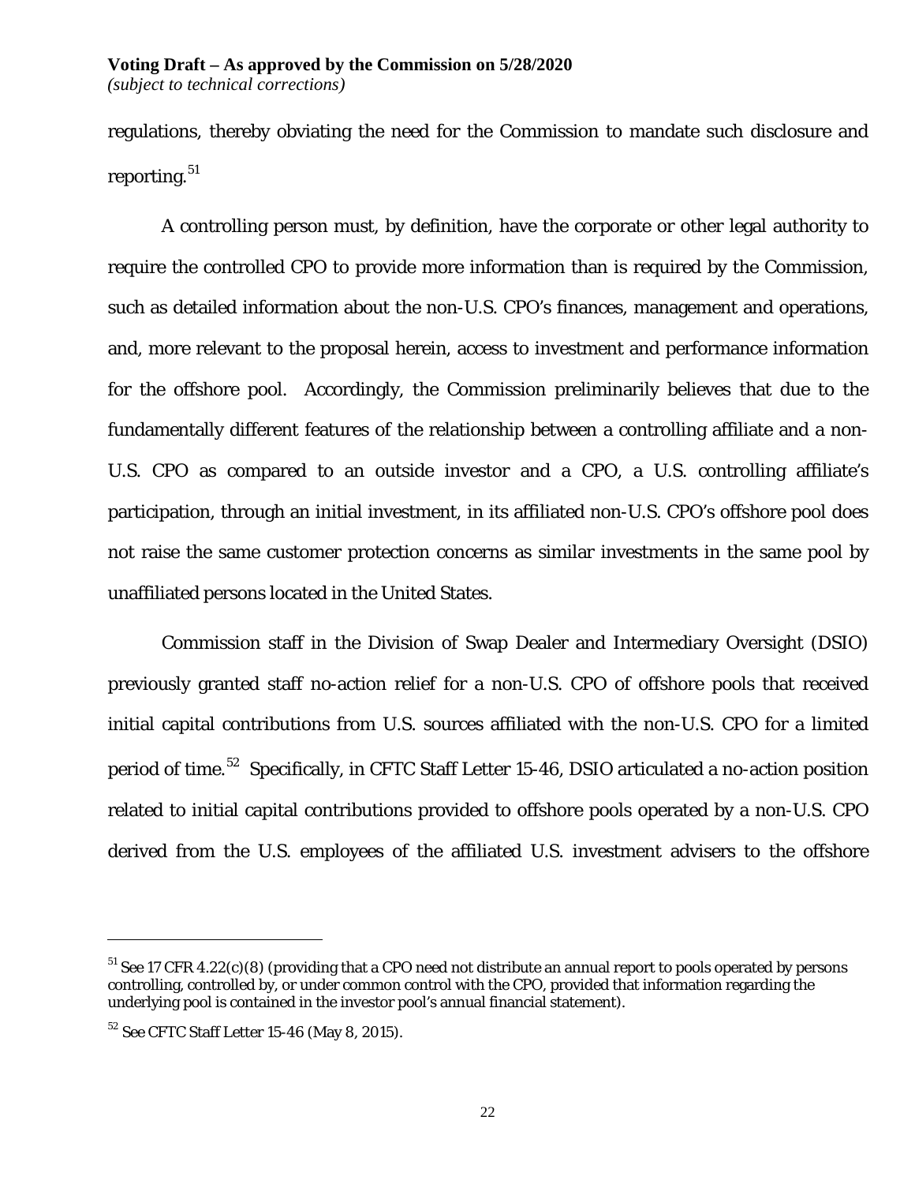regulations, thereby obviating the need for the Commission to mandate such disclosure and reporting.[51]

A controlling person must, by definition, have the corporate or other legal authority to require the controlled CPO to provide more information than is required by the Commission, such as detailed information about the non-U.S. CPO's finances, management and operations, and, more relevant to the proposal herein, access to investment and performance information for the offshore pool. Accordingly, the Commission preliminarily believes that due to the fundamentally different features of the relationship between a controlling affiliate and a non-U.S. CPO as compared to an outside investor and a CPO, a U.S. controlling affiliate's participation, through an initial investment, in its affiliated non-U.S. CPO's offshore pool does not raise the same customer protection concerns as similar investments in the same pool by unaffiliated persons located in the United States.

Commission staff in the Division of Swap Dealer and Intermediary Oversight (DSIO) previously granted staff no-action relief for a non-U.S. CPO of offshore pools that received initial capital contributions from U.S. sources affiliated with the non-U.S. CPO for a limited period of time.[52] Specifically, in CFTC Staff Letter 15-46, DSIO articulated a no-action position related to initial capital contributions provided to offshore pools operated by a non-U.S. CPO derived from the U.S. employees of the affiliated U.S. investment advisers to the offshore

---

[51] See 17 CFR 4.22(c)(8) (providing that a CPO need not distribute an annual report to pools operated by persons controlling, controlled by, or under common control with the CPO, provided that information regarding the underlying pool is contained in the investor pool's annual financial statement).

[52] See CFTC Staff Letter 15-46 (May 8, 2015).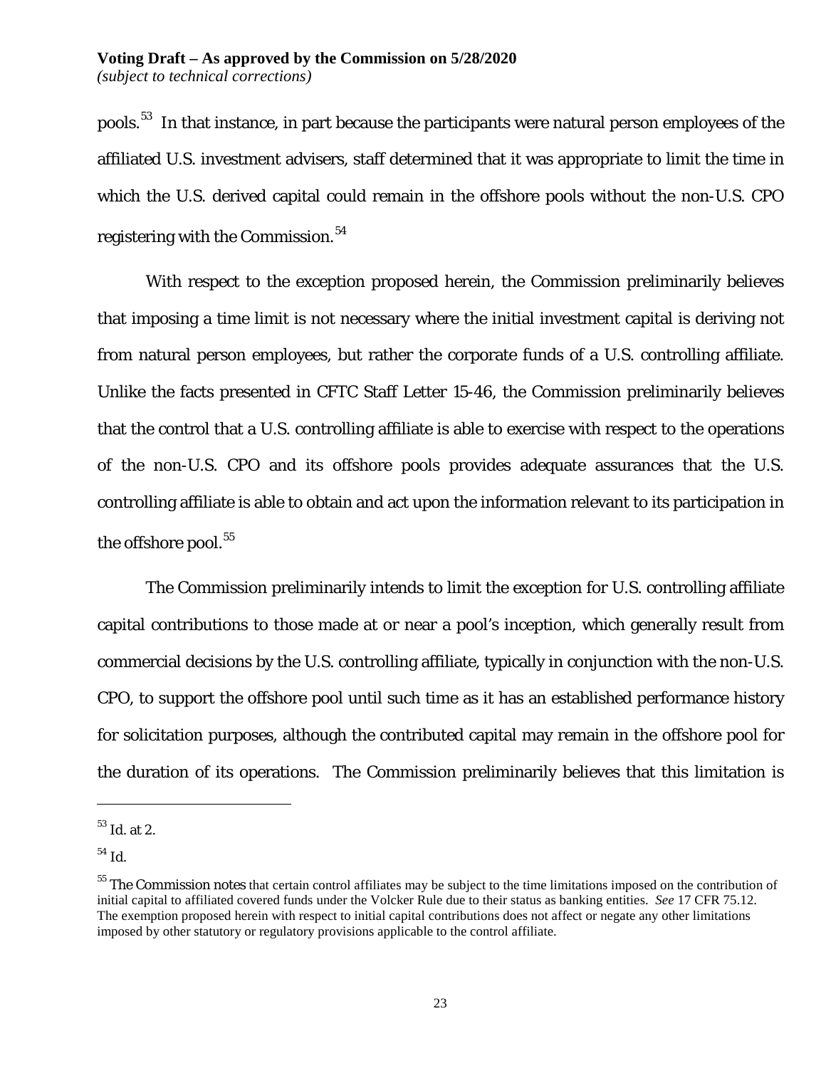pools.[53] In that instance, in part because the participants were natural person employees of the affiliated U.S. investment advisers, staff determined that it was appropriate to limit the time in which the U.S. derived capital could remain in the offshore pools without the non-U.S. CPO registering with the Commission.[54]

With respect to the exception proposed herein, the Commission preliminarily believes that imposing a time limit is not necessary where the initial investment capital is deriving not from natural person employees, but rather the corporate funds of a U.S. controlling affiliate. Unlike the facts presented in CFTC Staff Letter 15-46, the Commission preliminarily believes that the control that a U.S. controlling affiliate is able to exercise with respect to the operations of the non-U.S. CPO and its offshore pools provides adequate assurances that the U.S. controlling affiliate is able to obtain and act upon the information relevant to its participation in the offshore pool.[55]

The Commission preliminarily intends to limit the exception for U.S. controlling affiliate capital contributions to those made at or near a pool's inception, which generally result from commercial decisions by the U.S. controlling affiliate, typically in conjunction with the non-U.S. CPO, to support the offshore pool until such time as it has an established performance history for solicitation purposes, although the contributed capital may remain in the offshore pool for the duration of its operations. The Commission preliminarily believes that this limitation is

---

[53] Id. at 2.

[54] Id.

[55] The Commission notes that certain control affiliates may be subject to the time limitations imposed on the contribution of initial capital to affiliated covered funds under the Volcker Rule due to their status as banking entities. *See* 17 CFR 75.12. The exemption proposed herein with respect to initial capital contributions does not affect or negate any other limitations imposed by other statutory or regulatory provisions applicable to the control affiliate.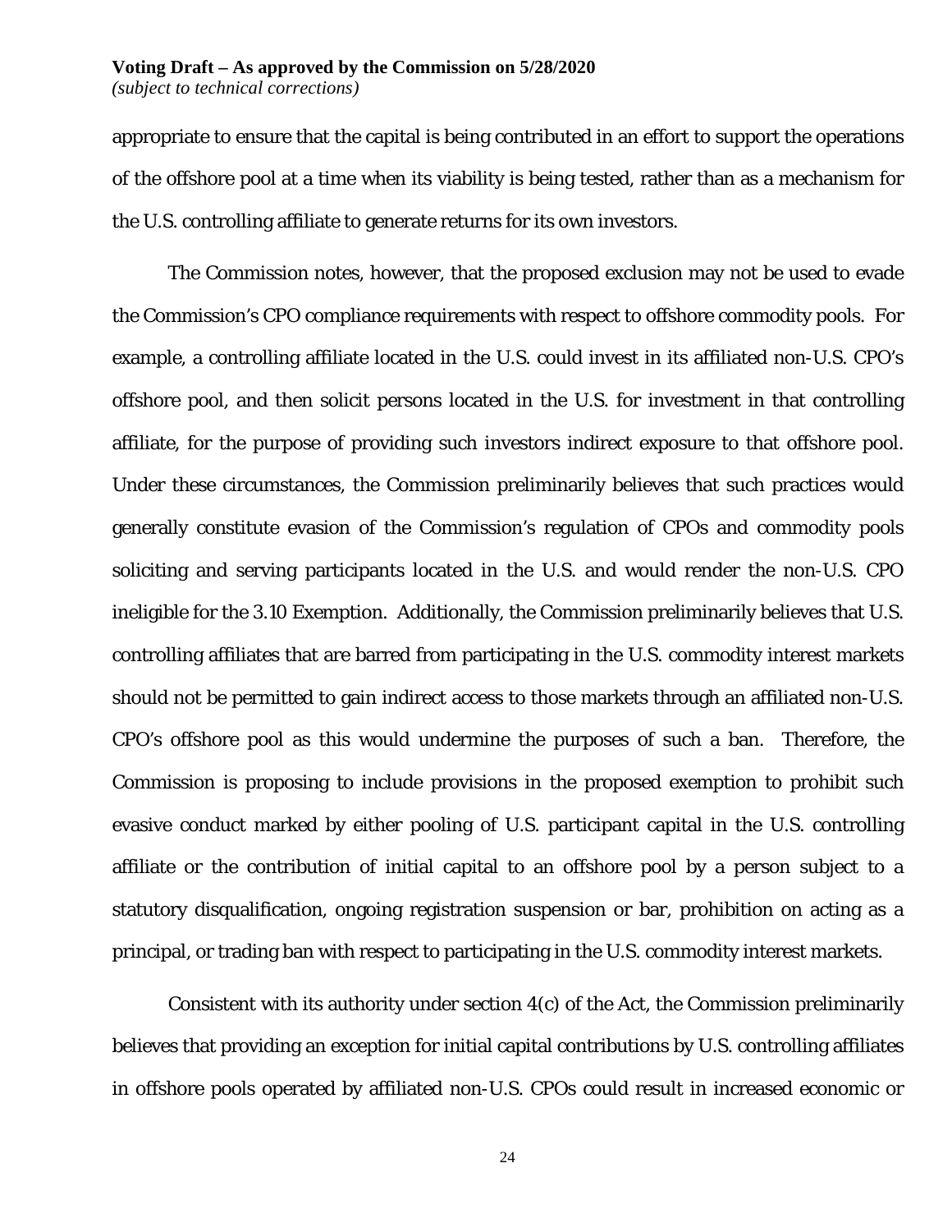appropriate to ensure that the capital is being contributed in an effort to support the operations of the offshore pool at a time when its viability is being tested, rather than as a mechanism for the U.S. controlling affiliate to generate returns for its own investors.

The Commission notes, however, that the proposed exclusion may not be used to evade the Commission's CPO compliance requirements with respect to offshore commodity pools. For example, a controlling affiliate located in the U.S. could invest in its affiliated non-U.S. CPO's offshore pool, and then solicit persons located in the U.S. for investment in that controlling affiliate, for the purpose of providing such investors indirect exposure to that offshore pool. Under these circumstances, the Commission preliminarily believes that such practices would generally constitute evasion of the Commission's regulation of CPOs and commodity pools soliciting and serving participants located in the U.S. and would render the non-U.S. CPO ineligible for the 3.10 Exemption. Additionally, the Commission preliminarily believes that U.S. controlling affiliates that are barred from participating in the U.S. commodity interest markets should not be permitted to gain indirect access to those markets through an affiliated non-U.S. CPO's offshore pool as this would undermine the purposes of such a ban. Therefore, the Commission is proposing to include provisions in the proposed exemption to prohibit such evasive conduct marked by either pooling of U.S. participant capital in the U.S. controlling affiliate or the contribution of initial capital to an offshore pool by a person subject to a statutory disqualification, ongoing registration suspension or bar, prohibition on acting as a principal, or trading ban with respect to participating in the U.S. commodity interest markets.

Consistent with its authority under section 4(c) of the Act, the Commission preliminarily believes that providing an exception for initial capital contributions by U.S. controlling affiliates in offshore pools operated by affiliated non-U.S. CPOs could result in increased economic or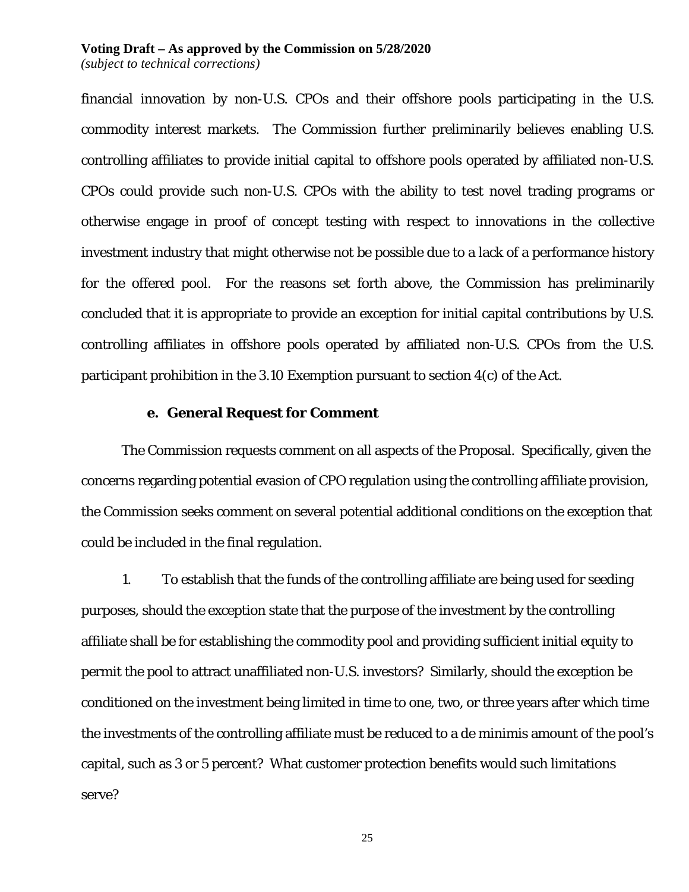financial innovation by non-U.S. CPOs and their offshore pools participating in the U.S. commodity interest markets. The Commission further preliminarily believes enabling U.S. controlling affiliates to provide initial capital to offshore pools operated by affiliated non-U.S. CPOs could provide such non-U.S. CPOs with the ability to test novel trading programs or otherwise engage in proof of concept testing with respect to innovations in the collective investment industry that might otherwise not be possible due to a lack of a performance history for the offered pool. For the reasons set forth above, the Commission has preliminarily concluded that it is appropriate to provide an exception for initial capital contributions by U.S. controlling affiliates in offshore pools operated by affiliated non-U.S. CPOs from the U.S. participant prohibition in the 3.10 Exemption pursuant to section 4(c) of the Act.

#### e. General Request for Comment

The Commission requests comment on all aspects of the Proposal. Specifically, given the concerns regarding potential evasion of CPO regulation using the controlling affiliate provision, the Commission seeks comment on several potential additional conditions on the exception that could be included in the final regulation.

1. To establish that the funds of the controlling affiliate are being used for seeding purposes, should the exception state that the purpose of the investment by the controlling affiliate shall be for establishing the commodity pool and providing sufficient initial equity to permit the pool to attract unaffiliated non-U.S. investors? Similarly, should the exception be conditioned on the investment being limited in time to one, two, or three years after which time the investments of the controlling affiliate must be reduced to a de minimis amount of the pool's capital, such as 3 or 5 percent? What customer protection benefits would such limitations serve?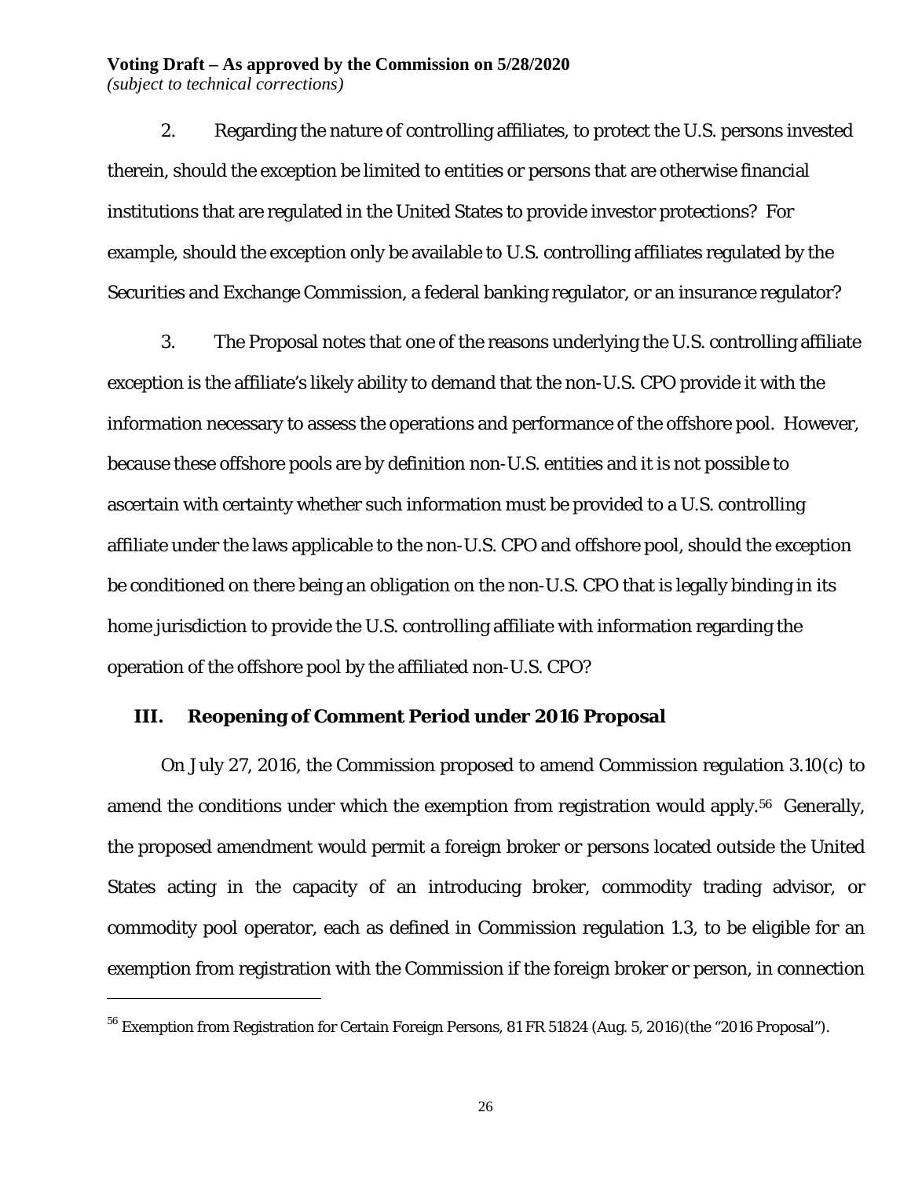2. Regarding the nature of controlling affiliates, to protect the U.S. persons invested therein, should the exception be limited to entities or persons that are otherwise financial institutions that are regulated in the United States to provide investor protections? For example, should the exception only be available to U.S. controlling affiliates regulated by the Securities and Exchange Commission, a federal banking regulator, or an insurance regulator?

3. The Proposal notes that one of the reasons underlying the U.S. controlling affiliate exception is the affiliate's likely ability to demand that the non-U.S. CPO provide it with the information necessary to assess the operations and performance of the offshore pool. However, because these offshore pools are by definition non-U.S. entities and it is not possible to ascertain with certainty whether such information must be provided to a U.S. controlling affiliate under the laws applicable to the non-U.S. CPO and offshore pool, should the exception be conditioned on there being an obligation on the non-U.S. CPO that is legally binding in its home jurisdiction to provide the U.S. controlling affiliate with information regarding the operation of the offshore pool by the affiliated non-U.S. CPO?

## III. Reopening of Comment Period under 2016 Proposal

On July 27, 2016, the Commission proposed to amend Commission regulation 3.10(c) to amend the conditions under which the exemption from registration would apply.[56] Generally, the proposed amendment would permit a foreign broker or persons located outside the United States acting in the capacity of an introducing broker, commodity trading advisor, or commodity pool operator, each as defined in Commission regulation 1.3, to be eligible for an exemption from registration with the Commission if the foreign broker or person, in connection

[56] Exemption from Registration for Certain Foreign Persons, 81 FR 51824 (Aug. 5, 2016)(the "2016 Proposal").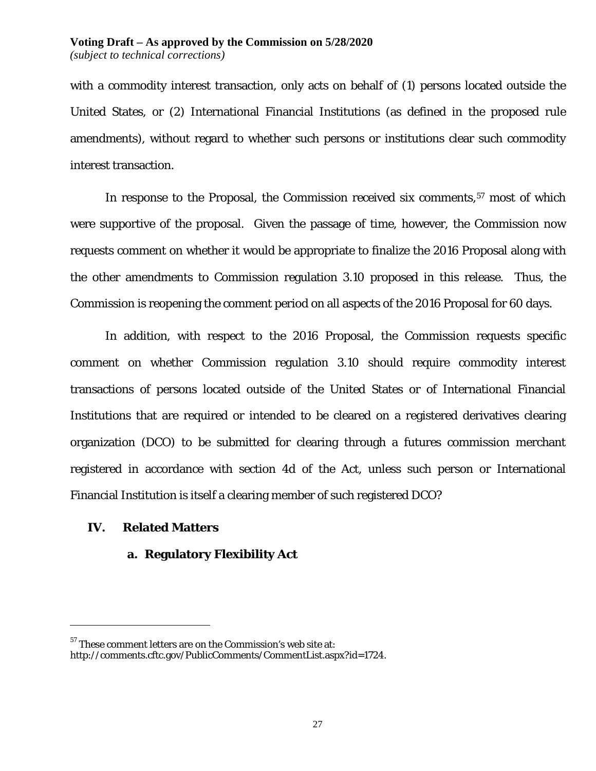with a commodity interest transaction, only acts on behalf of (1) persons located outside the United States, or (2) International Financial Institutions (as defined in the proposed rule amendments), without regard to whether such persons or institutions clear such commodity interest transaction.

In response to the Proposal, the Commission received six comments,[57] most of which were supportive of the proposal. Given the passage of time, however, the Commission now requests comment on whether it would be appropriate to finalize the 2016 Proposal along with the other amendments to Commission regulation 3.10 proposed in this release. Thus, the Commission is reopening the comment period on all aspects of the 2016 Proposal for 60 days.

In addition, with respect to the 2016 Proposal, the Commission requests specific comment on whether Commission regulation 3.10 should require commodity interest transactions of persons located outside of the United States or of International Financial Institutions that are required or intended to be cleared on a registered derivatives clearing organization (DCO) to be submitted for clearing through a futures commission merchant registered in accordance with section 4d of the Act, unless such person or International Financial Institution is itself a clearing member of such registered DCO?

## IV. Related Matters

### a. Regulatory Flexibility Act

[57] These comment letters are on the Commission's web site at: http://comments.cftc.gov/PublicComments/CommentList.aspx?id=1724.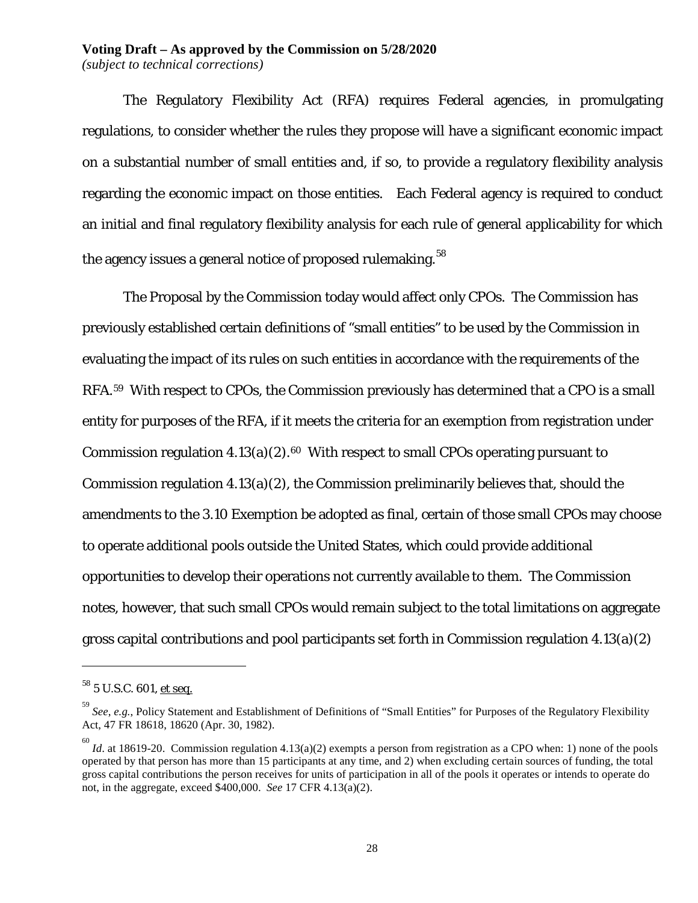**Voting Draft – As approved by the Commission on 5/28/2020**
*(subject to technical corrections)*

The Regulatory Flexibility Act (RFA) requires Federal agencies, in promulgating regulations, to consider whether the rules they propose will have a significant economic impact on a substantial number of small entities and, if so, to provide a regulatory flexibility analysis regarding the economic impact on those entities. Each Federal agency is required to conduct an initial and final regulatory flexibility analysis for each rule of general applicability for which the agency issues a general notice of proposed rulemaking.[58]

The Proposal by the Commission today would affect only CPOs. The Commission has previously established certain definitions of "small entities" to be used by the Commission in evaluating the impact of its rules on such entities in accordance with the requirements of the RFA.[59] With respect to CPOs, the Commission previously has determined that a CPO is a small entity for purposes of the RFA, if it meets the criteria for an exemption from registration under Commission regulation 4.13(a)(2).[60] With respect to small CPOs operating pursuant to Commission regulation 4.13(a)(2), the Commission preliminarily believes that, should the amendments to the 3.10 Exemption be adopted as final, certain of those small CPOs may choose to operate additional pools outside the United States, which could provide additional opportunities to develop their operations not currently available to them. The Commission notes, however, that such small CPOs would remain subject to the total limitations on aggregate gross capital contributions and pool participants set forth in Commission regulation 4.13(a)(2)

---

[58] 5 U.S.C. 601, et seq.

[59] *See*, *e.g.*, Policy Statement and Establishment of Definitions of "Small Entities" for Purposes of the Regulatory Flexibility Act, 47 FR 18618, 18620 (Apr. 30, 1982).

[60] *Id*. at 18619-20. Commission regulation 4.13(a)(2) exempts a person from registration as a CPO when: 1) none of the pools operated by that person has more than 15 participants at any time, and 2) when excluding certain sources of funding, the total gross capital contributions the person receives for units of participation in all of the pools it operates or intends to operate do not, in the aggregate, exceed $400,000. *See* 17 CFR 4.13(a)(2).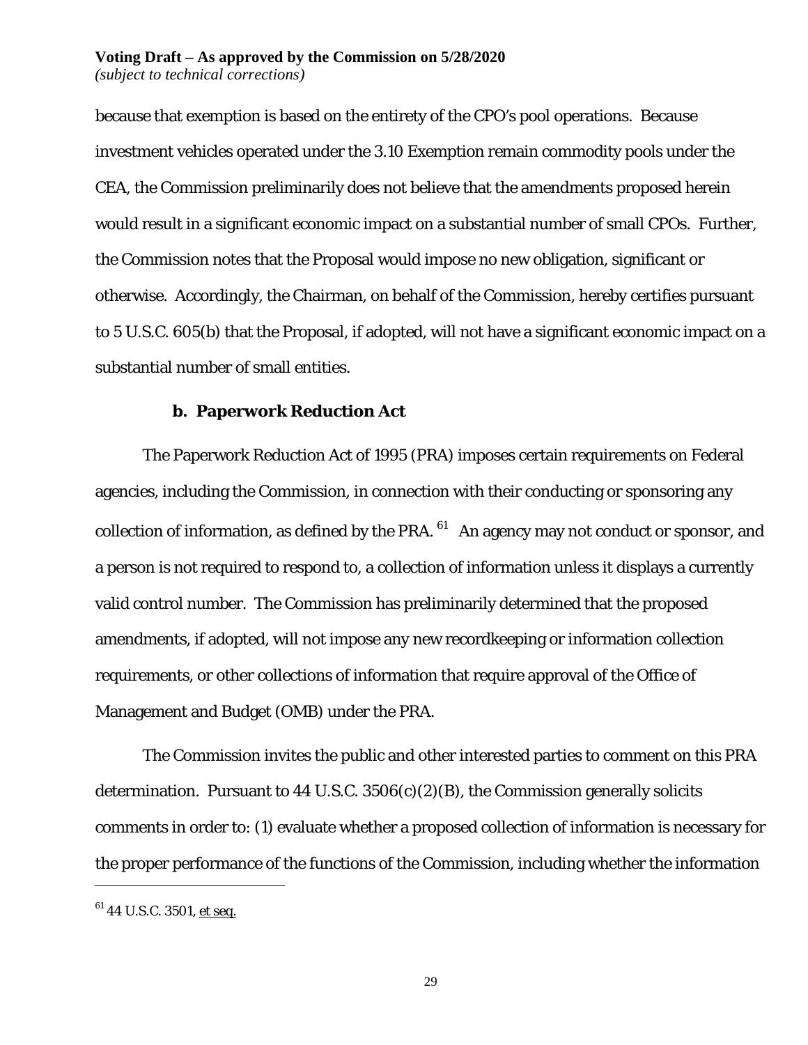because that exemption is based on the entirety of the CPO's pool operations. Because investment vehicles operated under the 3.10 Exemption remain commodity pools under the CEA, the Commission preliminarily does not believe that the amendments proposed herein would result in a significant economic impact on a substantial number of small CPOs. Further, the Commission notes that the Proposal would impose no new obligation, significant or otherwise. Accordingly, the Chairman, on behalf of the Commission, hereby certifies pursuant to 5 U.S.C. 605(b) that the Proposal, if adopted, will not have a significant economic impact on a substantial number of small entities.

### b. Paperwork Reduction Act

The Paperwork Reduction Act of 1995 (PRA) imposes certain requirements on Federal agencies, including the Commission, in connection with their conducting or sponsoring any collection of information, as defined by the PRA.[61] An agency may not conduct or sponsor, and a person is not required to respond to, a collection of information unless it displays a currently valid control number. The Commission has preliminarily determined that the proposed amendments, if adopted, will not impose any new recordkeeping or information collection requirements, or other collections of information that require approval of the Office of Management and Budget (OMB) under the PRA.

The Commission invites the public and other interested parties to comment on this PRA determination. Pursuant to 44 U.S.C. 3506(c)(2)(B), the Commission generally solicits comments in order to: (1) evaluate whether a proposed collection of information is necessary for the proper performance of the functions of the Commission, including whether the information

---

[61] 44 U.S.C. 3501, et seq.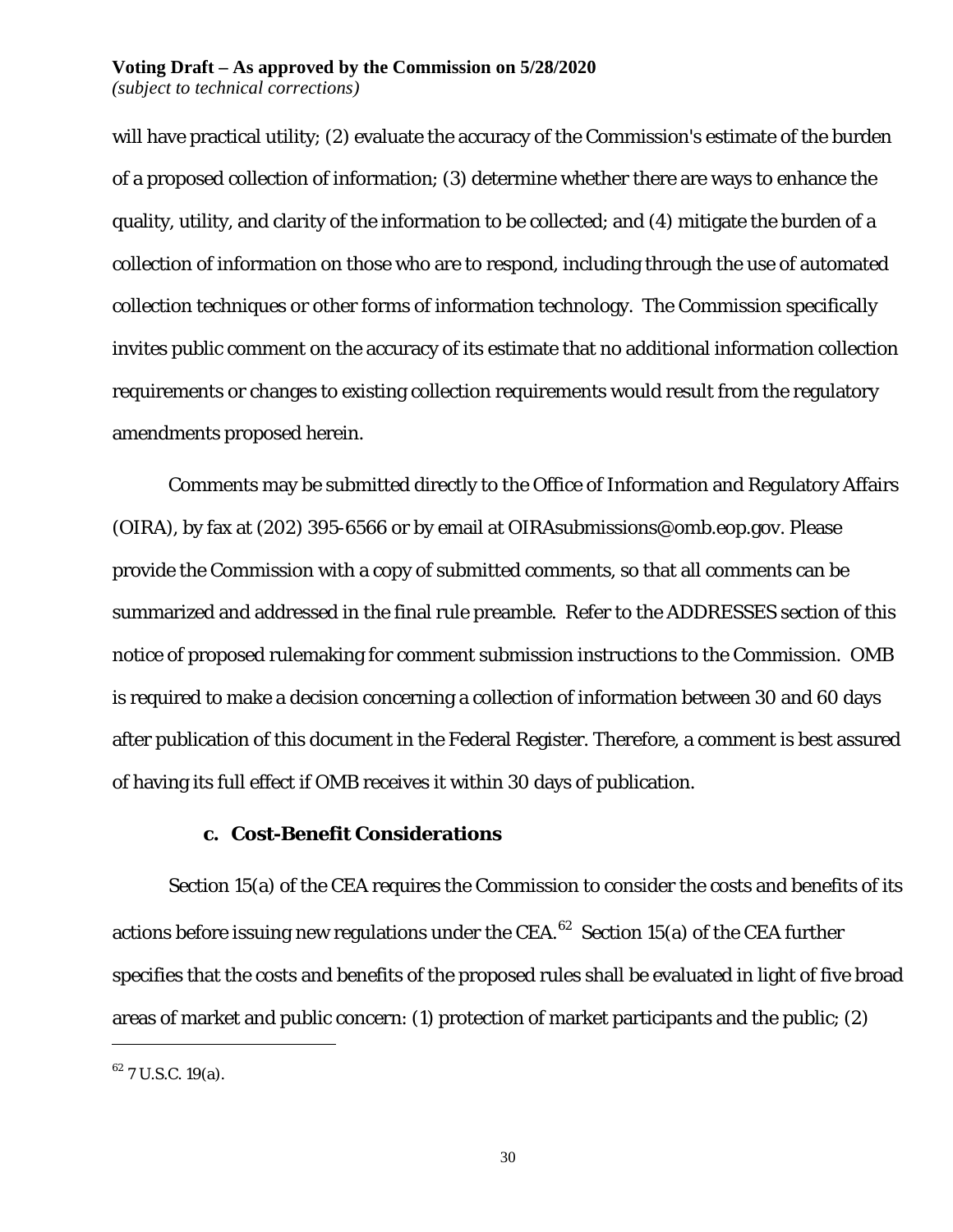will have practical utility; (2) evaluate the accuracy of the Commission's estimate of the burden of a proposed collection of information; (3) determine whether there are ways to enhance the quality, utility, and clarity of the information to be collected; and (4) mitigate the burden of a collection of information on those who are to respond, including through the use of automated collection techniques or other forms of information technology. The Commission specifically invites public comment on the accuracy of its estimate that no additional information collection requirements or changes to existing collection requirements would result from the regulatory amendments proposed herein.

Comments may be submitted directly to the Office of Information and Regulatory Affairs (OIRA), by fax at (202) 395-6566 or by email at OIRAsubmissions@omb.eop.gov. Please provide the Commission with a copy of submitted comments, so that all comments can be summarized and addressed in the final rule preamble. Refer to the ADDRESSES section of this notice of proposed rulemaking for comment submission instructions to the Commission. OMB is required to make a decision concerning a collection of information between 30 and 60 days after publication of this document in the Federal Register. Therefore, a comment is best assured of having its full effect if OMB receives it within 30 days of publication.

### c. Cost-Benefit Considerations

Section 15(a) of the CEA requires the Commission to consider the costs and benefits of its actions before issuing new regulations under the CEA.[62] Section 15(a) of the CEA further specifies that the costs and benefits of the proposed rules shall be evaluated in light of five broad areas of market and public concern: (1) protection of market participants and the public; (2)

[62] 7 U.S.C. 19(a).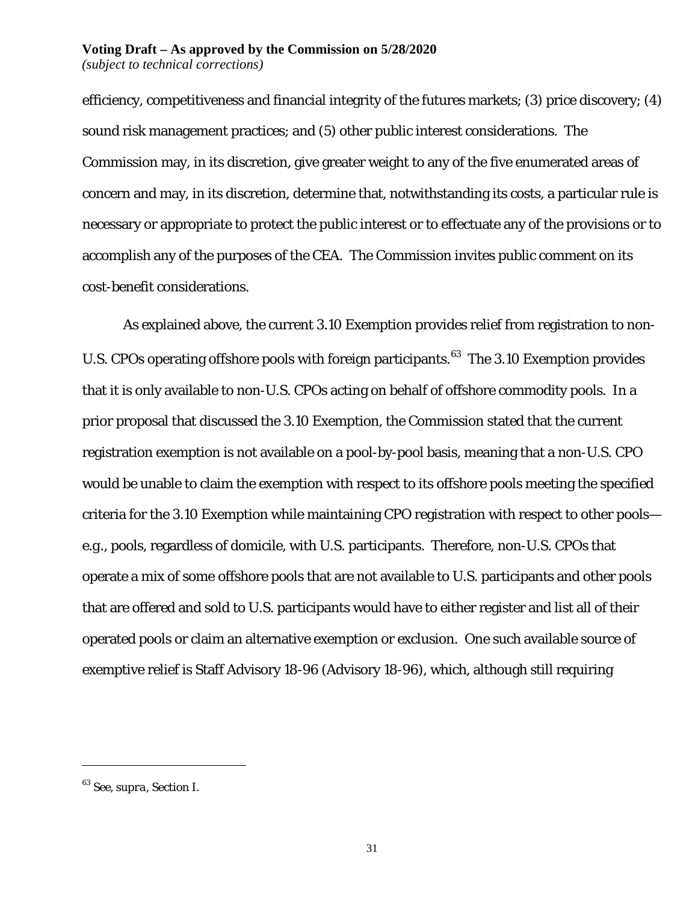efficiency, competitiveness and financial integrity of the futures markets; (3) price discovery; (4) sound risk management practices; and (5) other public interest considerations. The Commission may, in its discretion, give greater weight to any of the five enumerated areas of concern and may, in its discretion, determine that, notwithstanding its costs, a particular rule is necessary or appropriate to protect the public interest or to effectuate any of the provisions or to accomplish any of the purposes of the CEA. The Commission invites public comment on its cost-benefit considerations.

As explained above, the current 3.10 Exemption provides relief from registration to non-U.S. CPOs operating offshore pools with foreign participants.[63] The 3.10 Exemption provides that it is only available to non-U.S. CPOs acting on behalf of offshore commodity pools. In a prior proposal that discussed the 3.10 Exemption, the Commission stated that the current registration exemption is not available on a pool-by-pool basis, meaning that a non-U.S. CPO would be unable to claim the exemption with respect to its offshore pools meeting the specified criteria for the 3.10 Exemption while maintaining CPO registration with respect to other pools—e.g., pools, regardless of domicile, with U.S. participants. Therefore, non-U.S. CPOs that operate a mix of some offshore pools that are not available to U.S. participants and other pools that are offered and sold to U.S. participants would have to either register and list all of their operated pools or claim an alternative exemption or exclusion. One such available source of exemptive relief is Staff Advisory 18-96 (Advisory 18-96), which, although still requiring

[63] See, *supra*, Section I.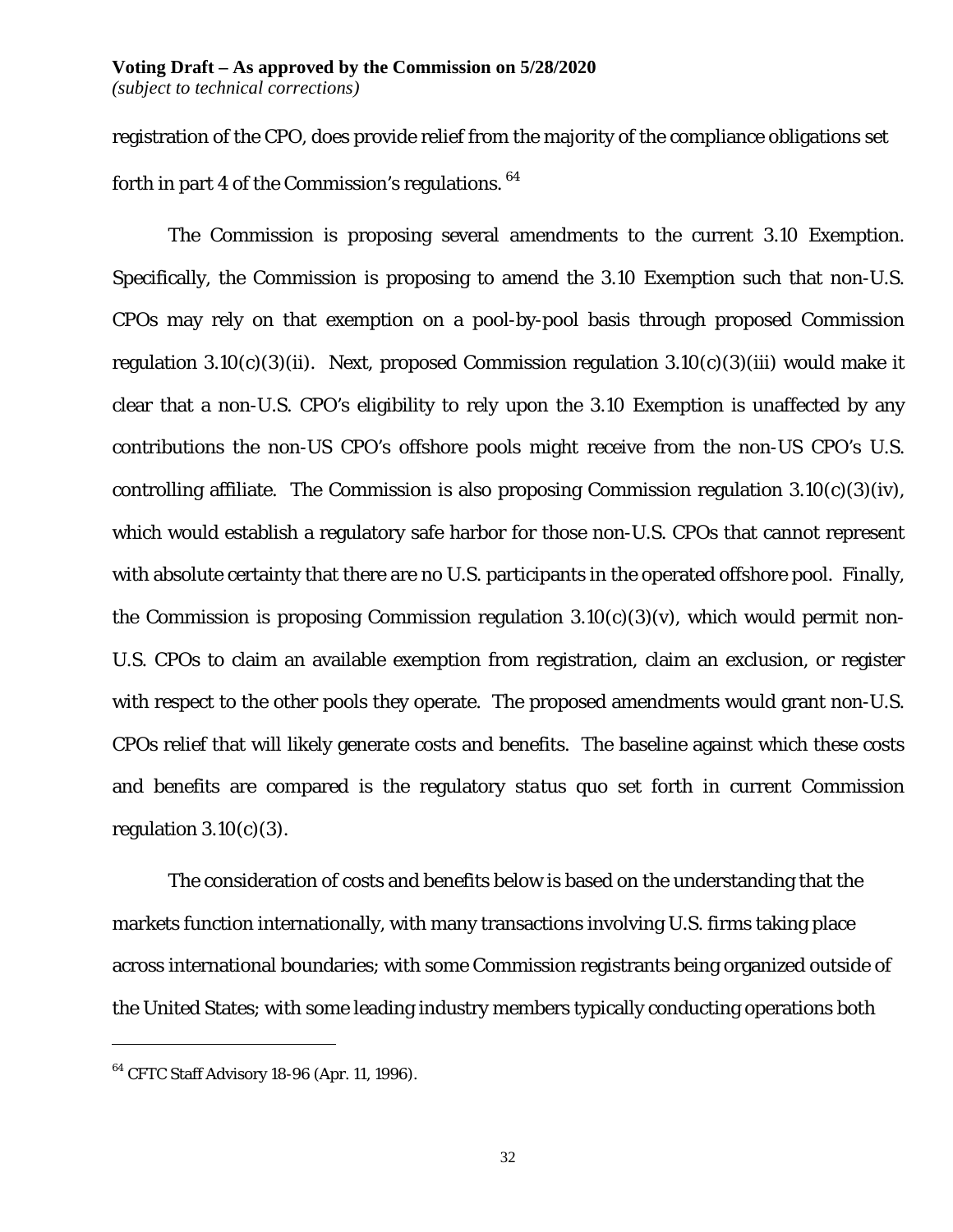registration of the CPO, does provide relief from the majority of the compliance obligations set forth in part 4 of the Commission's regulations.[64]

The Commission is proposing several amendments to the current 3.10 Exemption. Specifically, the Commission is proposing to amend the 3.10 Exemption such that non-U.S. CPOs may rely on that exemption on a pool-by-pool basis through proposed Commission regulation 3.10(c)(3)(ii). Next, proposed Commission regulation 3.10(c)(3)(iii) would make it clear that a non-U.S. CPO's eligibility to rely upon the 3.10 Exemption is unaffected by any contributions the non-US CPO's offshore pools might receive from the non-US CPO's U.S. controlling affiliate. The Commission is also proposing Commission regulation 3.10(c)(3)(iv), which would establish a regulatory safe harbor for those non-U.S. CPOs that cannot represent with absolute certainty that there are no U.S. participants in the operated offshore pool. Finally, the Commission is proposing Commission regulation 3.10(c)(3)(v), which would permit non-U.S. CPOs to claim an available exemption from registration, claim an exclusion, or register with respect to the other pools they operate. The proposed amendments would grant non-U.S. CPOs relief that will likely generate costs and benefits. The baseline against which these costs and benefits are compared is the regulatory *status quo* set forth in current Commission regulation 3.10(c)(3).

The consideration of costs and benefits below is based on the understanding that the markets function internationally, with many transactions involving U.S. firms taking place across international boundaries; with some Commission registrants being organized outside of the United States; with some leading industry members typically conducting operations both

[64] CFTC Staff Advisory 18-96 (Apr. 11, 1996).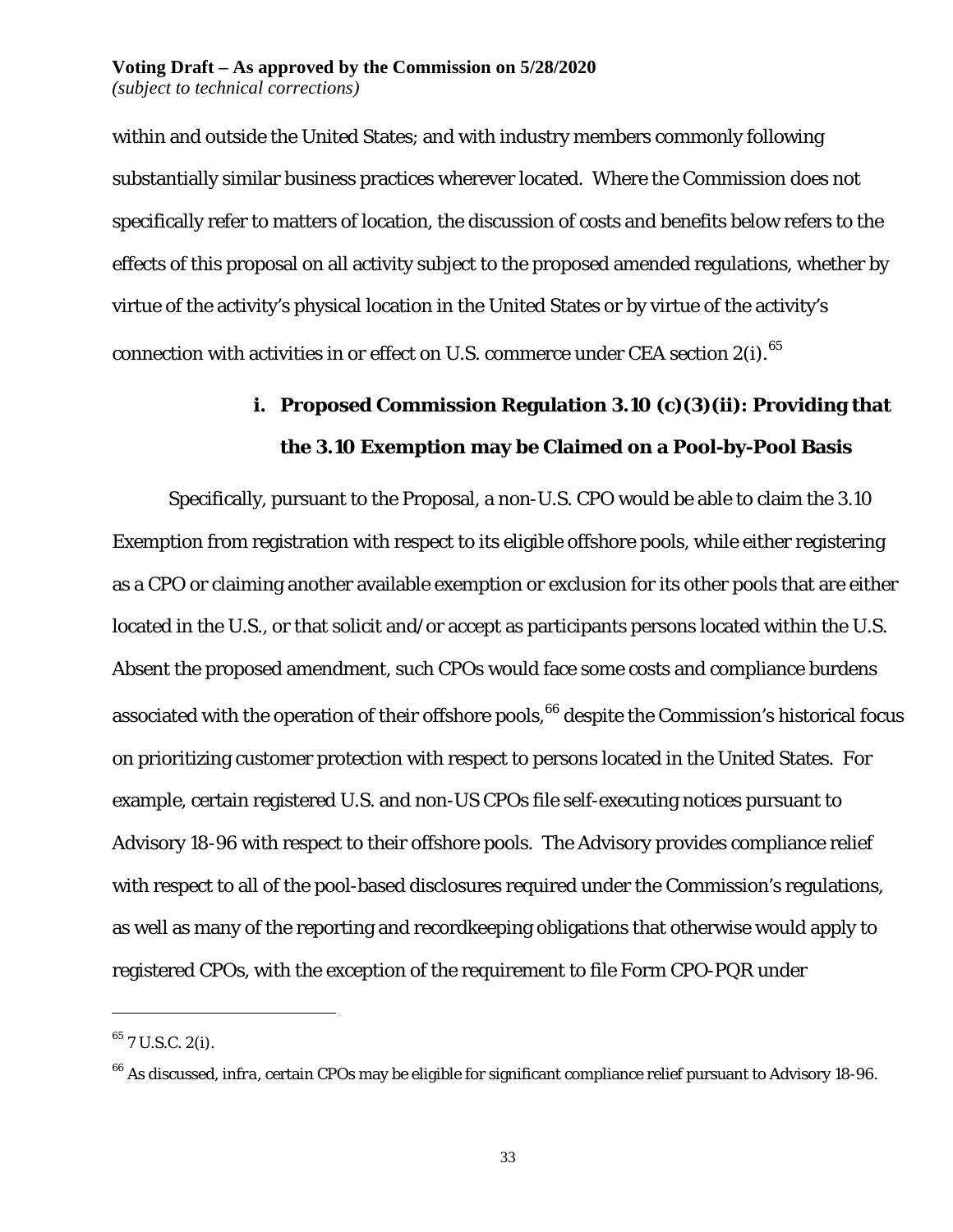within and outside the United States; and with industry members commonly following substantially similar business practices wherever located. Where the Commission does not specifically refer to matters of location, the discussion of costs and benefits below refers to the effects of this proposal on all activity subject to the proposed amended regulations, whether by virtue of the activity's physical location in the United States or by virtue of the activity's connection with activities in or effect on U.S. commerce under CEA section 2(i).[65]

### i. Proposed Commission Regulation 3.10 (c)(3)(ii): Providing that the 3.10 Exemption may be Claimed on a Pool-by-Pool Basis

Specifically, pursuant to the Proposal, a non-U.S. CPO would be able to claim the 3.10 Exemption from registration with respect to its eligible offshore pools, while either registering as a CPO or claiming another available exemption or exclusion for its other pools that are either located in the U.S., or that solicit and/or accept as participants persons located within the U.S. Absent the proposed amendment, such CPOs would face some costs and compliance burdens associated with the operation of their offshore pools,[66] despite the Commission's historical focus on prioritizing customer protection with respect to persons located in the United States. For example, certain registered U.S. and non-US CPOs file self-executing notices pursuant to Advisory 18-96 with respect to their offshore pools. The Advisory provides compliance relief with respect to all of the pool-based disclosures required under the Commission's regulations, as well as many of the reporting and recordkeeping obligations that otherwise would apply to registered CPOs, with the exception of the requirement to file Form CPO-PQR under

---

[65] 7 U.S.C. 2(i).

[66] As discussed, *infra*, certain CPOs may be eligible for significant compliance relief pursuant to Advisory 18-96.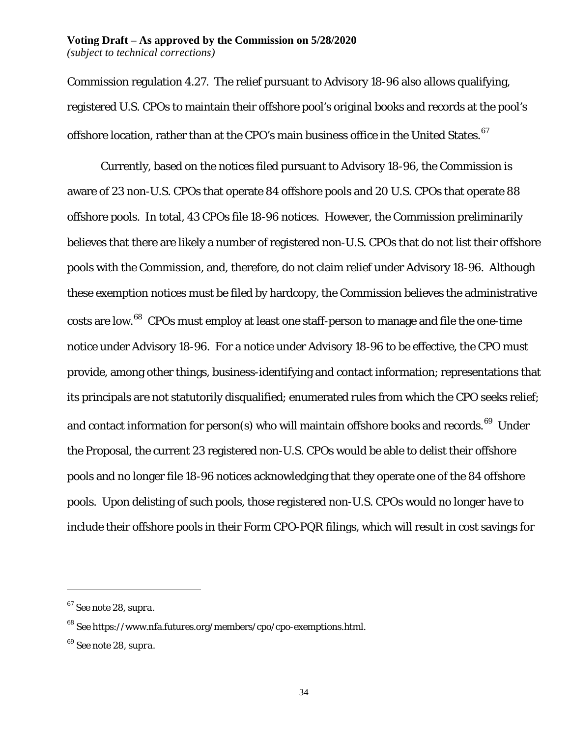Commission regulation 4.27. The relief pursuant to Advisory 18-96 also allows qualifying, registered U.S. CPOs to maintain their offshore pool's original books and records at the pool's offshore location, rather than at the CPO's main business office in the United States.[67]

Currently, based on the notices filed pursuant to Advisory 18-96, the Commission is aware of 23 non-U.S. CPOs that operate 84 offshore pools and 20 U.S. CPOs that operate 88 offshore pools. In total, 43 CPOs file 18-96 notices. However, the Commission preliminarily believes that there are likely a number of registered non-U.S. CPOs that do not list their offshore pools with the Commission, and, therefore, do not claim relief under Advisory 18-96. Although these exemption notices must be filed by hardcopy, the Commission believes the administrative costs are low.[68] CPOs must employ at least one staff-person to manage and file the one-time notice under Advisory 18-96. For a notice under Advisory 18-96 to be effective, the CPO must provide, among other things, business-identifying and contact information; representations that its principals are not statutorily disqualified; enumerated rules from which the CPO seeks relief; and contact information for person(s) who will maintain offshore books and records.[69] Under the Proposal, the current 23 registered non-U.S. CPOs would be able to delist their offshore pools and no longer file 18-96 notices acknowledging that they operate one of the 84 offshore pools. Upon delisting of such pools, those registered non-U.S. CPOs would no longer have to include their offshore pools in their Form CPO-PQR filings, which will result in cost savings for

---

[67] *See* note 28, *supra*.

[68] *See* https://www.nfa.futures.org/members/cpo/cpo-exemptions.html.

[69] *See* note 28, *supra*.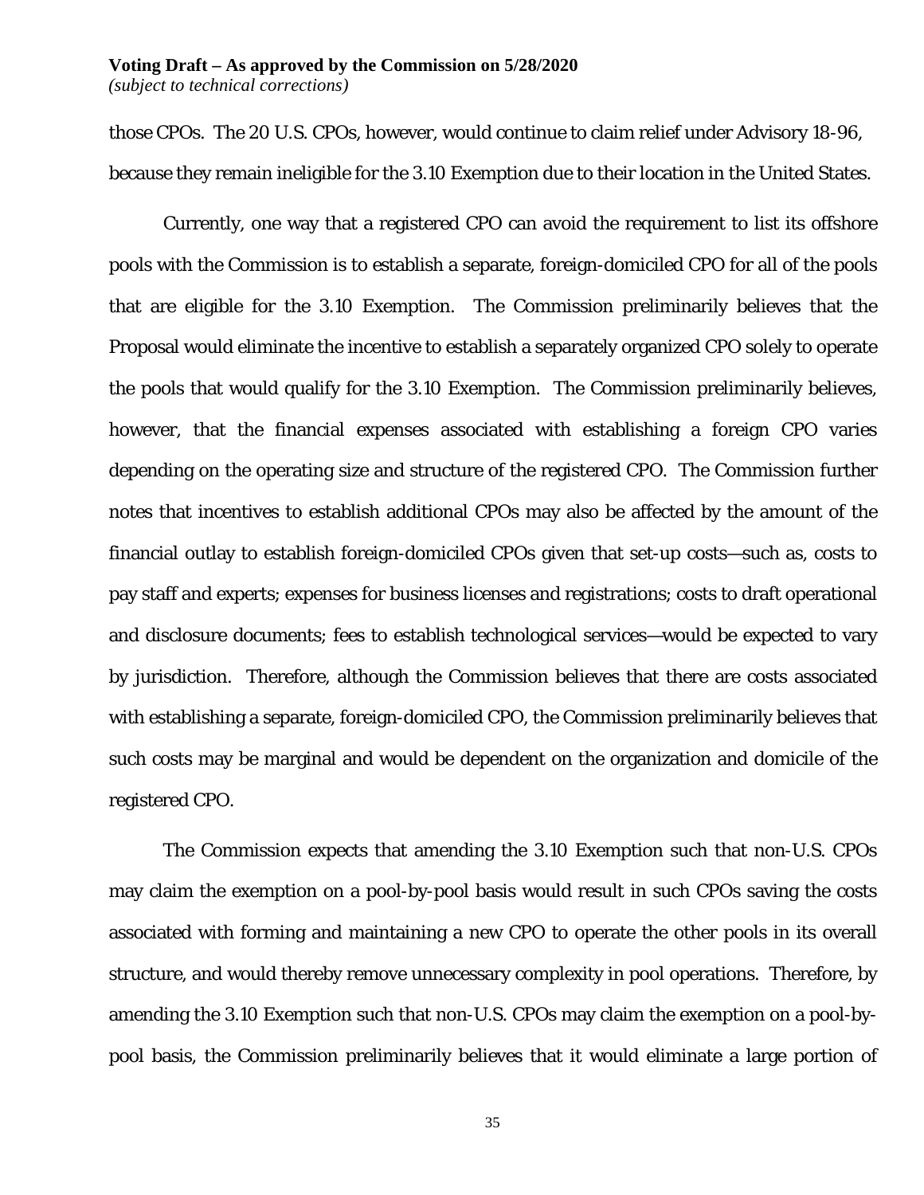those CPOs. The 20 U.S. CPOs, however, would continue to claim relief under Advisory 18-96, because they remain ineligible for the 3.10 Exemption due to their location in the United States.

Currently, one way that a registered CPO can avoid the requirement to list its offshore pools with the Commission is to establish a separate, foreign-domiciled CPO for all of the pools that are eligible for the 3.10 Exemption. The Commission preliminarily believes that the Proposal would eliminate the incentive to establish a separately organized CPO solely to operate the pools that would qualify for the 3.10 Exemption. The Commission preliminarily believes, however, that the financial expenses associated with establishing a foreign CPO varies depending on the operating size and structure of the registered CPO. The Commission further notes that incentives to establish additional CPOs may also be affected by the amount of the financial outlay to establish foreign-domiciled CPOs given that set-up costs—such as, costs to pay staff and experts; expenses for business licenses and registrations; costs to draft operational and disclosure documents; fees to establish technological services—would be expected to vary by jurisdiction. Therefore, although the Commission believes that there are costs associated with establishing a separate, foreign-domiciled CPO, the Commission preliminarily believes that such costs may be marginal and would be dependent on the organization and domicile of the registered CPO.

The Commission expects that amending the 3.10 Exemption such that non-U.S. CPOs may claim the exemption on a pool-by-pool basis would result in such CPOs saving the costs associated with forming and maintaining a new CPO to operate the other pools in its overall structure, and would thereby remove unnecessary complexity in pool operations. Therefore, by amending the 3.10 Exemption such that non-U.S. CPOs may claim the exemption on a pool-by-pool basis, the Commission preliminarily believes that it would eliminate a large portion of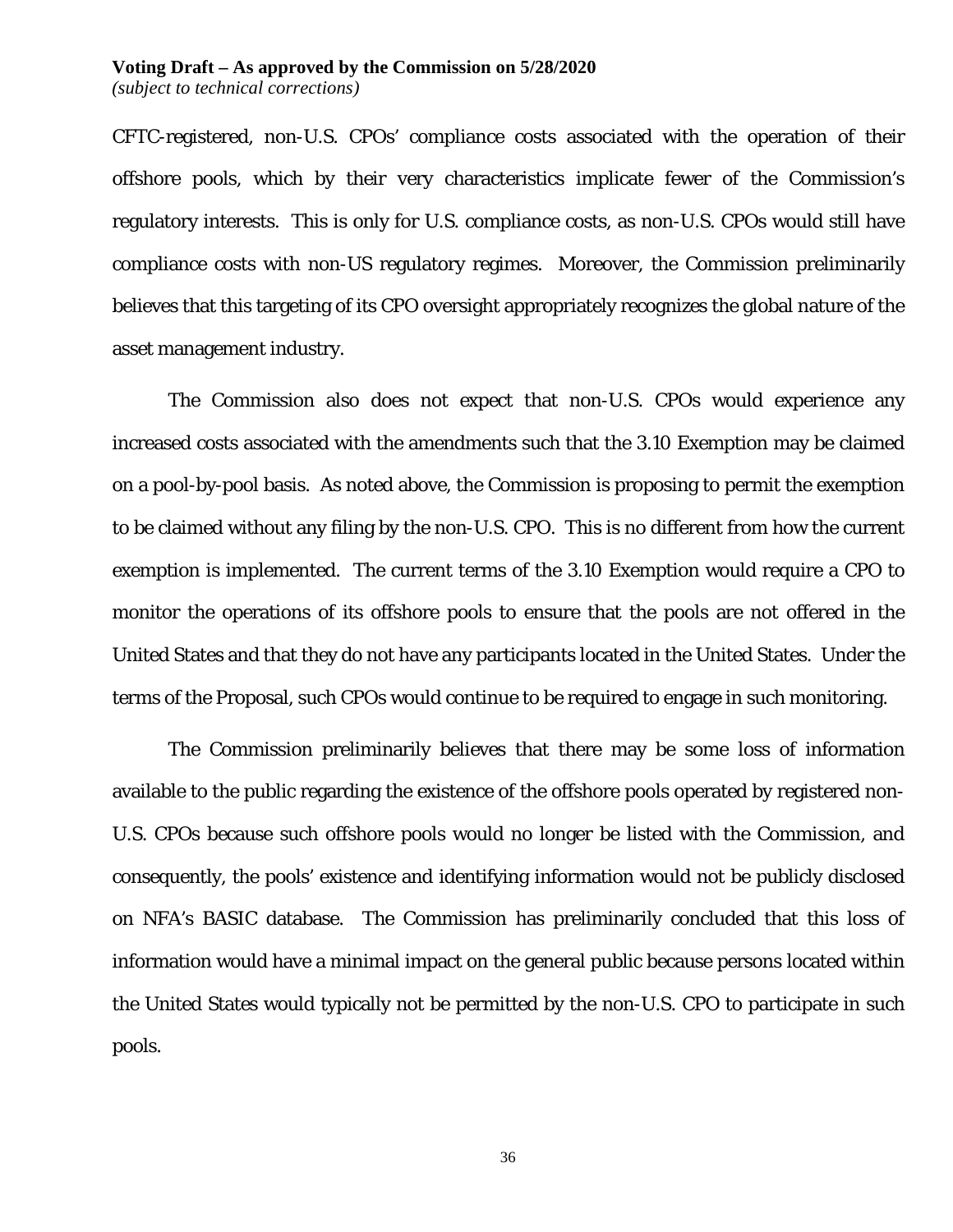CFTC-registered, non-U.S. CPOs' compliance costs associated with the operation of their offshore pools, which by their very characteristics implicate fewer of the Commission's regulatory interests. This is only for U.S. compliance costs, as non-U.S. CPOs would still have compliance costs with non-US regulatory regimes. Moreover, the Commission preliminarily believes that this targeting of its CPO oversight appropriately recognizes the global nature of the asset management industry.

The Commission also does not expect that non-U.S. CPOs would experience any increased costs associated with the amendments such that the 3.10 Exemption may be claimed on a pool-by-pool basis. As noted above, the Commission is proposing to permit the exemption to be claimed without any filing by the non-U.S. CPO. This is no different from how the current exemption is implemented. The current terms of the 3.10 Exemption would require a CPO to monitor the operations of its offshore pools to ensure that the pools are not offered in the United States and that they do not have any participants located in the United States. Under the terms of the Proposal, such CPOs would continue to be required to engage in such monitoring.

The Commission preliminarily believes that there may be some loss of information available to the public regarding the existence of the offshore pools operated by registered non-U.S. CPOs because such offshore pools would no longer be listed with the Commission, and consequently, the pools' existence and identifying information would not be publicly disclosed on NFA's BASIC database. The Commission has preliminarily concluded that this loss of information would have a minimal impact on the general public because persons located within the United States would typically not be permitted by the non-U.S. CPO to participate in such pools.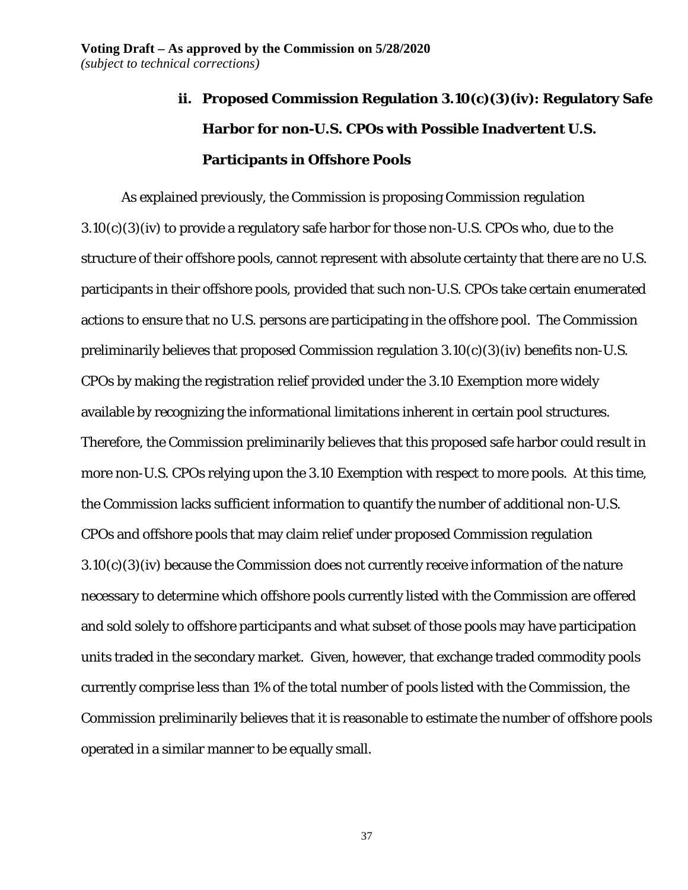### ii. Proposed Commission Regulation 3.10(c)(3)(iv): Regulatory Safe Harbor for non-U.S. CPOs with Possible Inadvertent U.S. Participants in Offshore Pools

As explained previously, the Commission is proposing Commission regulation 3.10(c)(3)(iv) to provide a regulatory safe harbor for those non-U.S. CPOs who, due to the structure of their offshore pools, cannot represent with absolute certainty that there are no U.S. participants in their offshore pools, provided that such non-U.S. CPOs take certain enumerated actions to ensure that no U.S. persons are participating in the offshore pool. The Commission preliminarily believes that proposed Commission regulation 3.10(c)(3)(iv) benefits non-U.S. CPOs by making the registration relief provided under the 3.10 Exemption more widely available by recognizing the informational limitations inherent in certain pool structures. Therefore, the Commission preliminarily believes that this proposed safe harbor could result in more non-U.S. CPOs relying upon the 3.10 Exemption with respect to more pools. At this time, the Commission lacks sufficient information to quantify the number of additional non-U.S. CPOs and offshore pools that may claim relief under proposed Commission regulation 3.10(c)(3)(iv) because the Commission does not currently receive information of the nature necessary to determine which offshore pools currently listed with the Commission are offered and sold solely to offshore participants and what subset of those pools may have participation units traded in the secondary market. Given, however, that exchange traded commodity pools currently comprise less than 1% of the total number of pools listed with the Commission, the Commission preliminarily believes that it is reasonable to estimate the number of offshore pools operated in a similar manner to be equally small.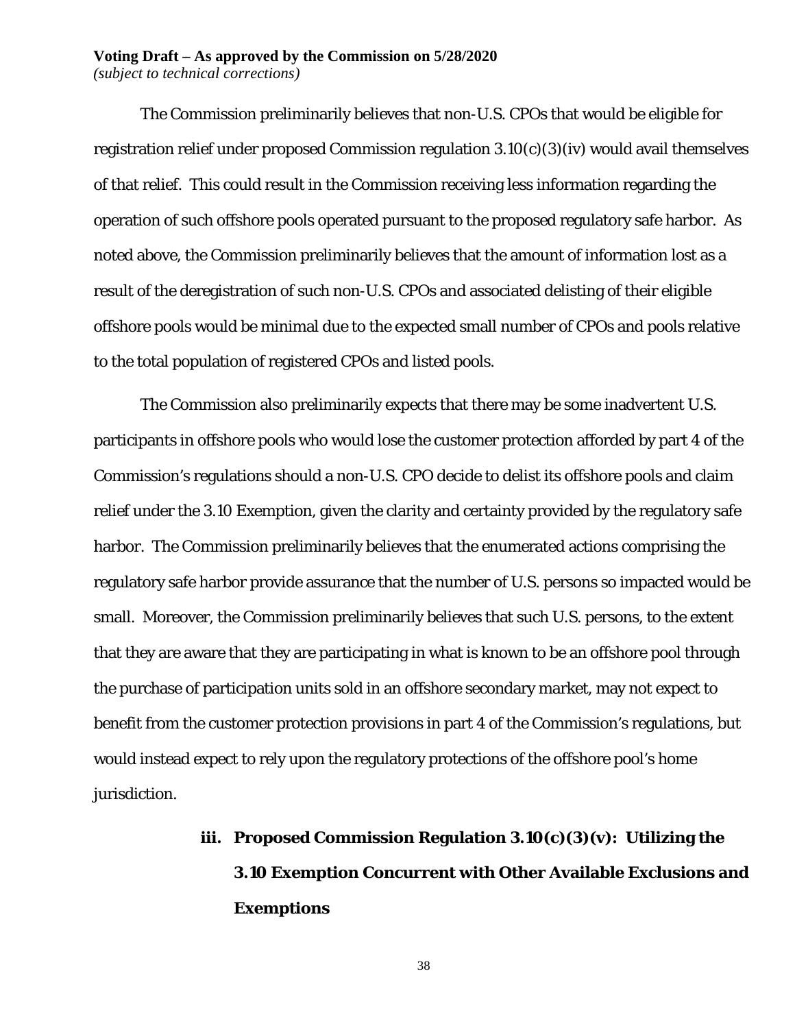The Commission preliminarily believes that non-U.S. CPOs that would be eligible for registration relief under proposed Commission regulation 3.10(c)(3)(iv) would avail themselves of that relief. This could result in the Commission receiving less information regarding the operation of such offshore pools operated pursuant to the proposed regulatory safe harbor. As noted above, the Commission preliminarily believes that the amount of information lost as a result of the deregistration of such non-U.S. CPOs and associated delisting of their eligible offshore pools would be minimal due to the expected small number of CPOs and pools relative to the total population of registered CPOs and listed pools.

The Commission also preliminarily expects that there may be some inadvertent U.S. participants in offshore pools who would lose the customer protection afforded by part 4 of the Commission's regulations should a non-U.S. CPO decide to delist its offshore pools and claim relief under the 3.10 Exemption, given the clarity and certainty provided by the regulatory safe harbor. The Commission preliminarily believes that the enumerated actions comprising the regulatory safe harbor provide assurance that the number of U.S. persons so impacted would be small. Moreover, the Commission preliminarily believes that such U.S. persons, to the extent that they are aware that they are participating in what is known to be an offshore pool through the purchase of participation units sold in an offshore secondary market, may not expect to benefit from the customer protection provisions in part 4 of the Commission's regulations, but would instead expect to rely upon the regulatory protections of the offshore pool's home jurisdiction.

#### iii. Proposed Commission Regulation 3.10(c)(3)(v): Utilizing the 3.10 Exemption Concurrent with Other Available Exclusions and Exemptions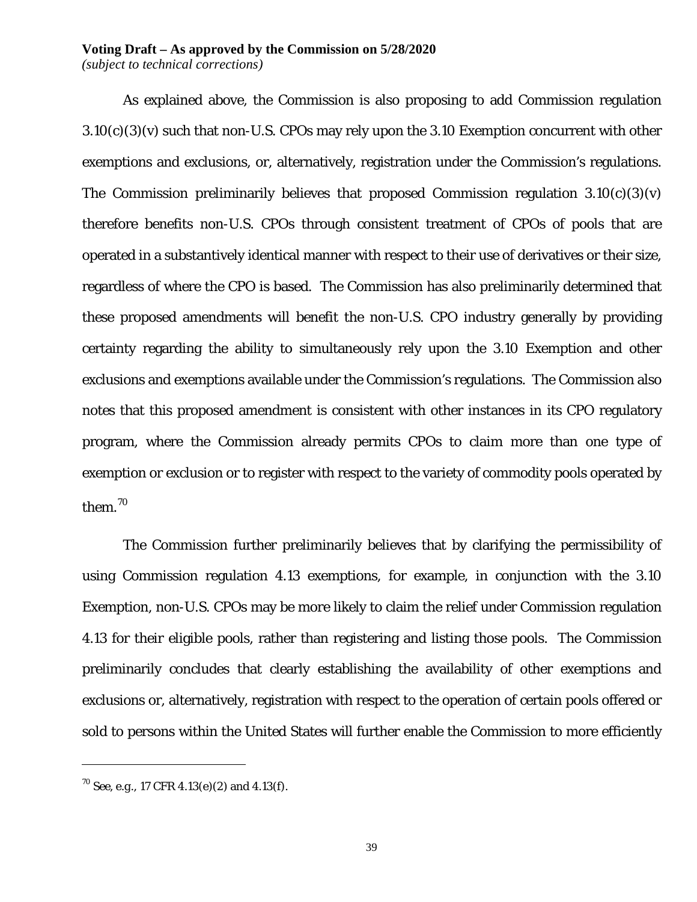As explained above, the Commission is also proposing to add Commission regulation 3.10(c)(3)(v) such that non-U.S. CPOs may rely upon the 3.10 Exemption concurrent with other exemptions and exclusions, or, alternatively, registration under the Commission's regulations. The Commission preliminarily believes that proposed Commission regulation 3.10(c)(3)(v) therefore benefits non-U.S. CPOs through consistent treatment of CPOs of pools that are operated in a substantively identical manner with respect to their use of derivatives or their size, regardless of where the CPO is based. The Commission has also preliminarily determined that these proposed amendments will benefit the non-U.S. CPO industry generally by providing certainty regarding the ability to simultaneously rely upon the 3.10 Exemption and other exclusions and exemptions available under the Commission's regulations. The Commission also notes that this proposed amendment is consistent with other instances in its CPO regulatory program, where the Commission already permits CPOs to claim more than one type of exemption or exclusion or to register with respect to the variety of commodity pools operated by them.[70]

The Commission further preliminarily believes that by clarifying the permissibility of using Commission regulation 4.13 exemptions, for example, in conjunction with the 3.10 Exemption, non-U.S. CPOs may be more likely to claim the relief under Commission regulation 4.13 for their eligible pools, rather than registering and listing those pools. The Commission preliminarily concludes that clearly establishing the availability of other exemptions and exclusions or, alternatively, registration with respect to the operation of certain pools offered or sold to persons within the United States will further enable the Commission to more efficiently

---

[70] See, e.g., 17 CFR 4.13(e)(2) and 4.13(f).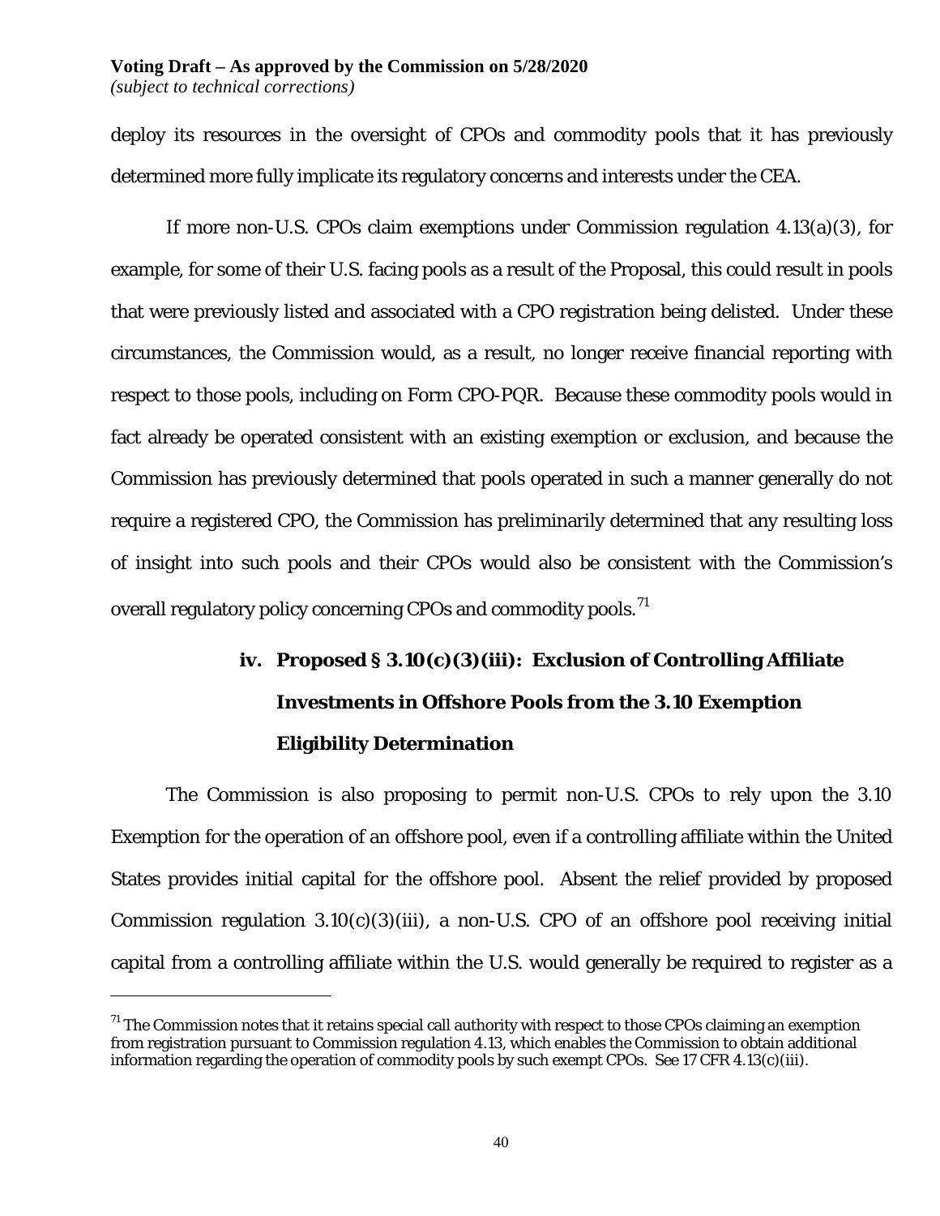deploy its resources in the oversight of CPOs and commodity pools that it has previously determined more fully implicate its regulatory concerns and interests under the CEA.

If more non-U.S. CPOs claim exemptions under Commission regulation 4.13(a)(3), for example, for some of their U.S. facing pools as a result of the Proposal, this could result in pools that were previously listed and associated with a CPO registration being delisted. Under these circumstances, the Commission would, as a result, no longer receive financial reporting with respect to those pools, including on Form CPO-PQR. Because these commodity pools would in fact already be operated consistent with an existing exemption or exclusion, and because the Commission has previously determined that pools operated in such a manner generally do not require a registered CPO, the Commission has preliminarily determined that any resulting loss of insight into such pools and their CPOs would also be consistent with the Commission's overall regulatory policy concerning CPOs and commodity pools.[71]

#### iv. Proposed § 3.10(c)(3)(iii): Exclusion of Controlling Affiliate Investments in Offshore Pools from the 3.10 Exemption Eligibility Determination

The Commission is also proposing to permit non-U.S. CPOs to rely upon the 3.10 Exemption for the operation of an offshore pool, even if a controlling affiliate within the United States provides initial capital for the offshore pool. Absent the relief provided by proposed Commission regulation 3.10(c)(3)(iii), a non-U.S. CPO of an offshore pool receiving initial capital from a controlling affiliate within the U.S. would generally be required to register as a

---

[71] The Commission notes that it retains special call authority with respect to those CPOs claiming an exemption from registration pursuant to Commission regulation 4.13, which enables the Commission to obtain additional information regarding the operation of commodity pools by such exempt CPOs. See 17 CFR 4.13(c)(iii).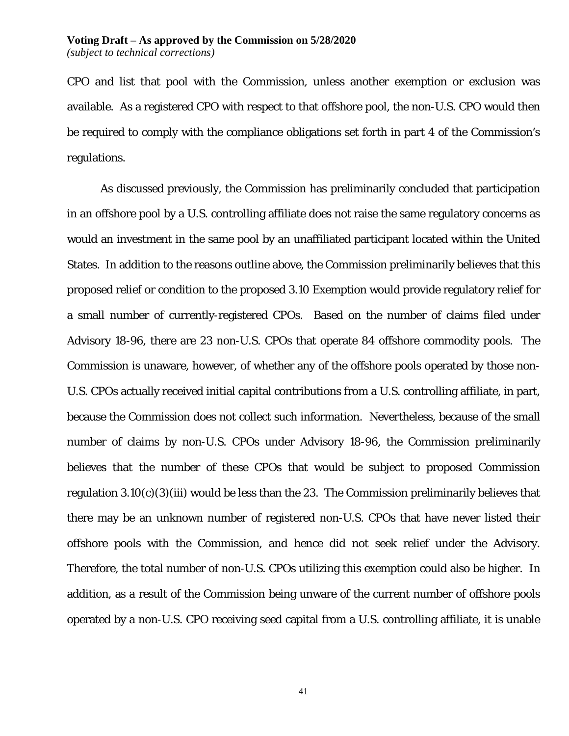CPO and list that pool with the Commission, unless another exemption or exclusion was available. As a registered CPO with respect to that offshore pool, the non-U.S. CPO would then be required to comply with the compliance obligations set forth in part 4 of the Commission's regulations.

As discussed previously, the Commission has preliminarily concluded that participation in an offshore pool by a U.S. controlling affiliate does not raise the same regulatory concerns as would an investment in the same pool by an unaffiliated participant located within the United States. In addition to the reasons outline above, the Commission preliminarily believes that this proposed relief or condition to the proposed 3.10 Exemption would provide regulatory relief for a small number of currently-registered CPOs. Based on the number of claims filed under Advisory 18-96, there are 23 non-U.S. CPOs that operate 84 offshore commodity pools. The Commission is unaware, however, of whether any of the offshore pools operated by those non-U.S. CPOs actually received initial capital contributions from a U.S. controlling affiliate, in part, because the Commission does not collect such information. Nevertheless, because of the small number of claims by non-U.S. CPOs under Advisory 18-96, the Commission preliminarily believes that the number of these CPOs that would be subject to proposed Commission regulation 3.10(c)(3)(iii) would be less than the 23. The Commission preliminarily believes that there may be an unknown number of registered non-U.S. CPOs that have never listed their offshore pools with the Commission, and hence did not seek relief under the Advisory. Therefore, the total number of non-U.S. CPOs utilizing this exemption could also be higher. In addition, as a result of the Commission being unware of the current number of offshore pools operated by a non-U.S. CPO receiving seed capital from a U.S. controlling affiliate, it is unable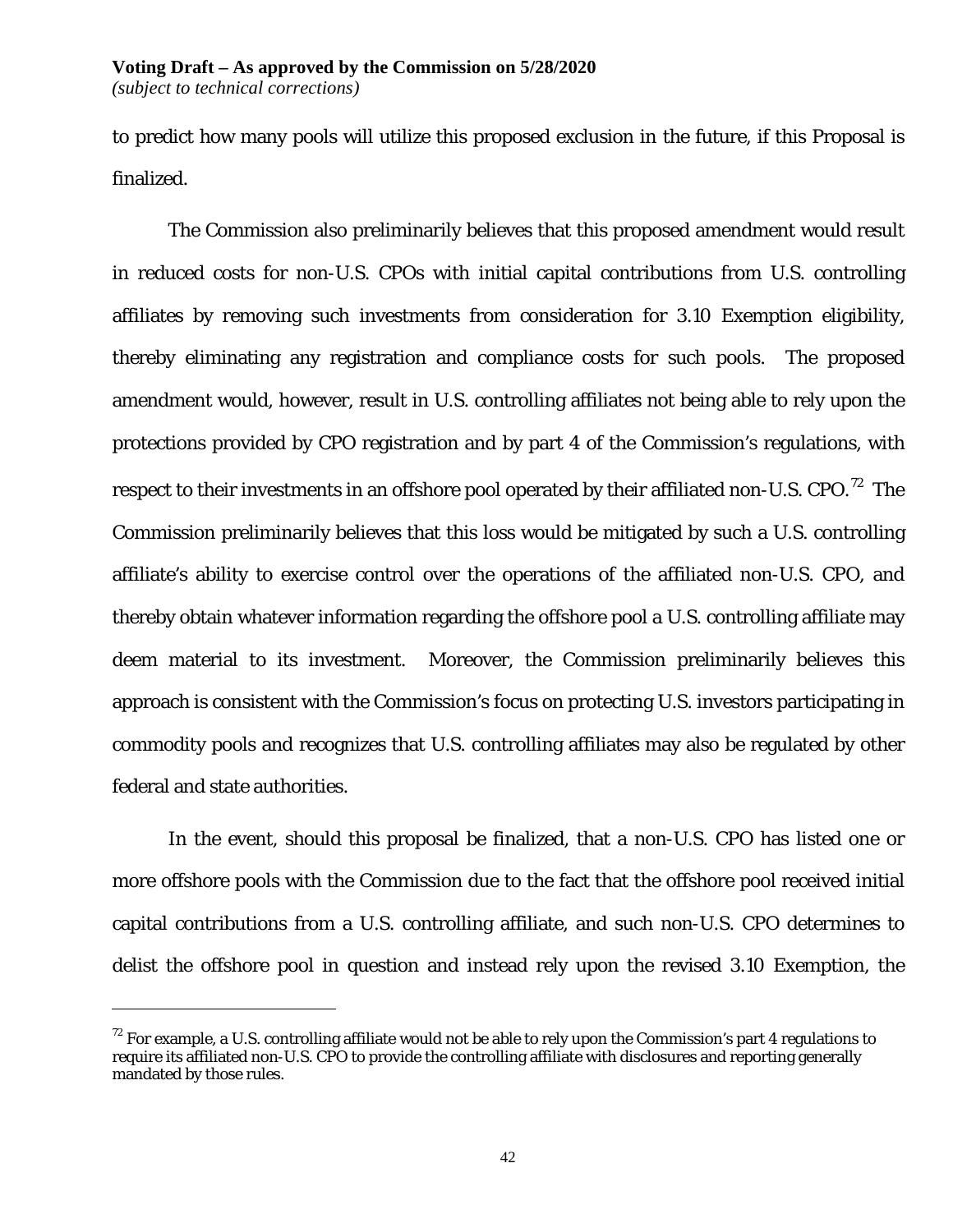to predict how many pools will utilize this proposed exclusion in the future, if this Proposal is finalized.

The Commission also preliminarily believes that this proposed amendment would result in reduced costs for non-U.S. CPOs with initial capital contributions from U.S. controlling affiliates by removing such investments from consideration for 3.10 Exemption eligibility, thereby eliminating any registration and compliance costs for such pools. The proposed amendment would, however, result in U.S. controlling affiliates not being able to rely upon the protections provided by CPO registration and by part 4 of the Commission's regulations, with respect to their investments in an offshore pool operated by their affiliated non-U.S. CPO.[72] The Commission preliminarily believes that this loss would be mitigated by such a U.S. controlling affiliate's ability to exercise control over the operations of the affiliated non-U.S. CPO, and thereby obtain whatever information regarding the offshore pool a U.S. controlling affiliate may deem material to its investment. Moreover, the Commission preliminarily believes this approach is consistent with the Commission's focus on protecting U.S. investors participating in commodity pools and recognizes that U.S. controlling affiliates may also be regulated by other federal and state authorities.

In the event, should this proposal be finalized, that a non-U.S. CPO has listed one or more offshore pools with the Commission due to the fact that the offshore pool received initial capital contributions from a U.S. controlling affiliate, and such non-U.S. CPO determines to delist the offshore pool in question and instead rely upon the revised 3.10 Exemption, the

---

[72] For example, a U.S. controlling affiliate would not be able to rely upon the Commission's part 4 regulations to require its affiliated non-U.S. CPO to provide the controlling affiliate with disclosures and reporting generally mandated by those rules.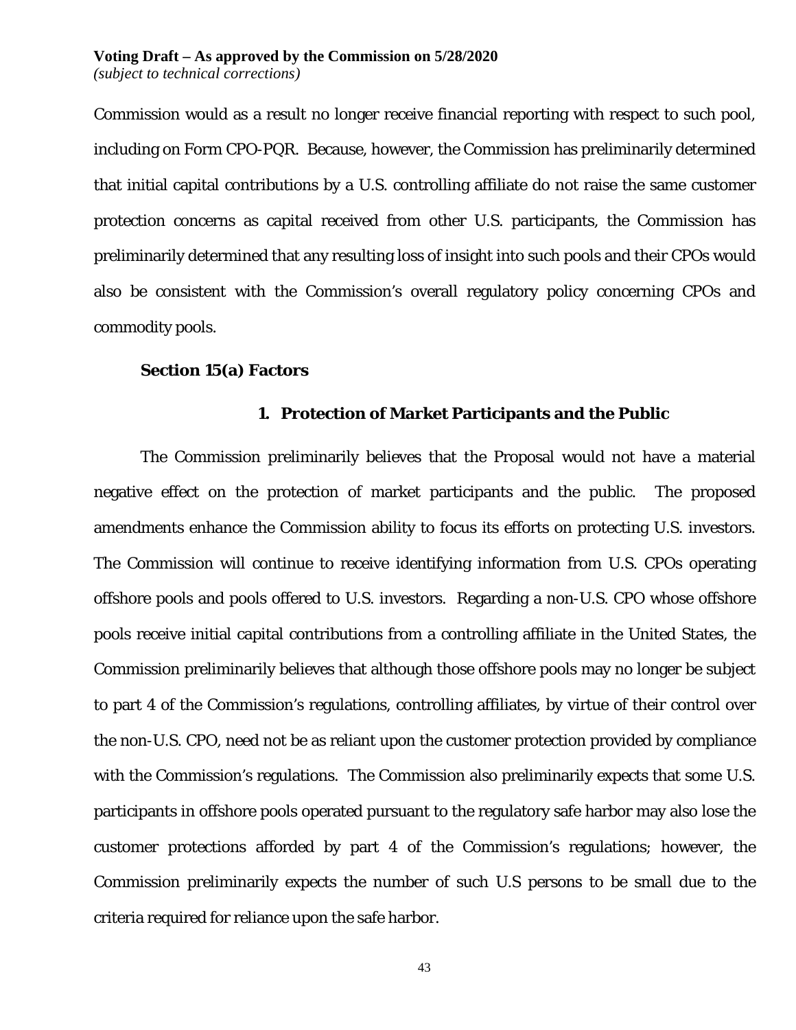Commission would as a result no longer receive financial reporting with respect to such pool, including on Form CPO-PQR. Because, however, the Commission has preliminarily determined that initial capital contributions by a U.S. controlling affiliate do not raise the same customer protection concerns as capital received from other U.S. participants, the Commission has preliminarily determined that any resulting loss of insight into such pools and their CPOs would also be consistent with the Commission's overall regulatory policy concerning CPOs and commodity pools.

### Section 15(a) Factors

#### 1. Protection of Market Participants and the Public

The Commission preliminarily believes that the Proposal would not have a material negative effect on the protection of market participants and the public. The proposed amendments enhance the Commission ability to focus its efforts on protecting U.S. investors. The Commission will continue to receive identifying information from U.S. CPOs operating offshore pools and pools offered to U.S. investors. Regarding a non-U.S. CPO whose offshore pools receive initial capital contributions from a controlling affiliate in the United States, the Commission preliminarily believes that although those offshore pools may no longer be subject to part 4 of the Commission's regulations, controlling affiliates, by virtue of their control over the non-U.S. CPO, need not be as reliant upon the customer protection provided by compliance with the Commission's regulations. The Commission also preliminarily expects that some U.S. participants in offshore pools operated pursuant to the regulatory safe harbor may also lose the customer protections afforded by part 4 of the Commission's regulations; however, the Commission preliminarily expects the number of such U.S persons to be small due to the criteria required for reliance upon the safe harbor.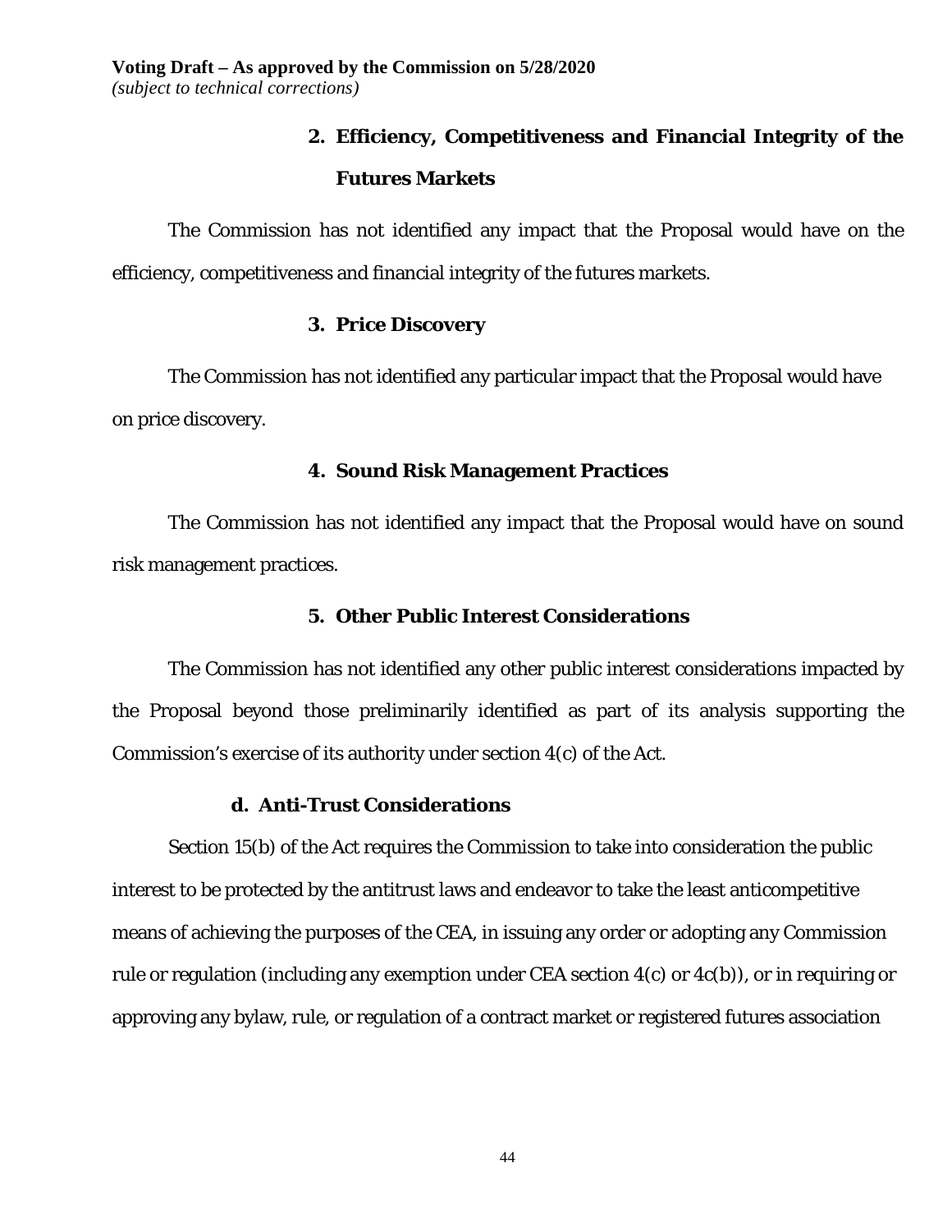**Voting Draft – As approved by the Commission on 5/28/2020**
*(subject to technical corrections)*

#### 2. Efficiency, Competitiveness and Financial Integrity of the Futures Markets

The Commission has not identified any impact that the Proposal would have on the efficiency, competitiveness and financial integrity of the futures markets.

#### 3. Price Discovery

The Commission has not identified any particular impact that the Proposal would have on price discovery.

#### 4. Sound Risk Management Practices

The Commission has not identified any impact that the Proposal would have on sound risk management practices.

#### 5. Other Public Interest Considerations

The Commission has not identified any other public interest considerations impacted by the Proposal beyond those preliminarily identified as part of its analysis supporting the Commission's exercise of its authority under section 4(c) of the Act.

### d. Anti-Trust Considerations

Section 15(b) of the Act requires the Commission to take into consideration the public interest to be protected by the antitrust laws and endeavor to take the least anticompetitive means of achieving the purposes of the CEA, in issuing any order or adopting any Commission rule or regulation (including any exemption under CEA section 4(c) or 4c(b)), or in requiring or approving any bylaw, rule, or regulation of a contract market or registered futures association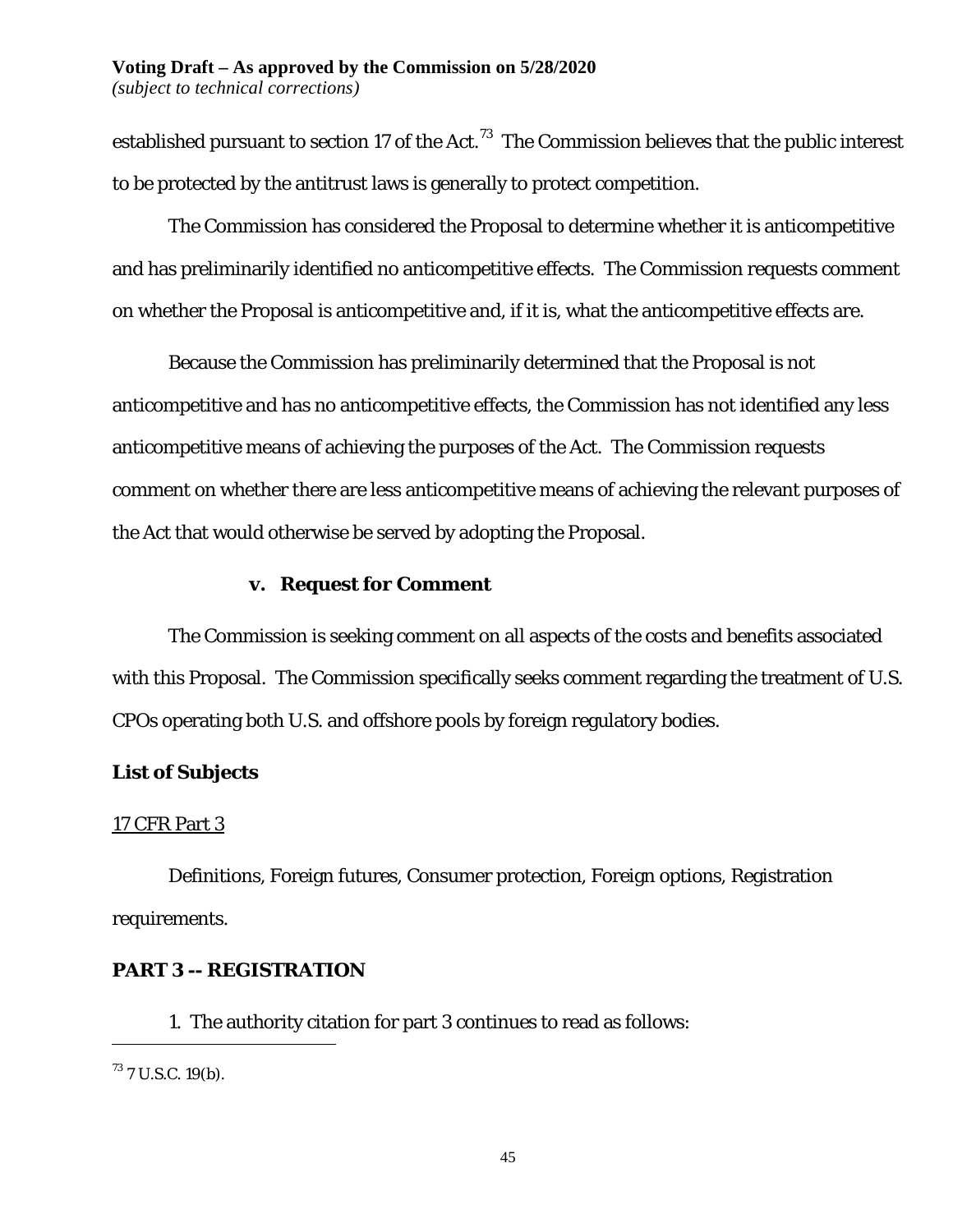established pursuant to section 17 of the Act.[73] The Commission believes that the public interest to be protected by the antitrust laws is generally to protect competition.

The Commission has considered the Proposal to determine whether it is anticompetitive and has preliminarily identified no anticompetitive effects. The Commission requests comment on whether the Proposal is anticompetitive and, if it is, what the anticompetitive effects are.

Because the Commission has preliminarily determined that the Proposal is not anticompetitive and has no anticompetitive effects, the Commission has not identified any less anticompetitive means of achieving the purposes of the Act. The Commission requests comment on whether there are less anticompetitive means of achieving the relevant purposes of the Act that would otherwise be served by adopting the Proposal.

#### v. Request for Comment

The Commission is seeking comment on all aspects of the costs and benefits associated with this Proposal. The Commission specifically seeks comment regarding the treatment of U.S. CPOs operating both U.S. and offshore pools by foreign regulatory bodies.

### List of Subjects

17 CFR Part 3

Definitions, Foreign futures, Consumer protection, Foreign options, Registration requirements.

## PART 3 -- REGISTRATION

1. The authority citation for part 3 continues to read as follows:

---

[73] 7 U.S.C. 19(b).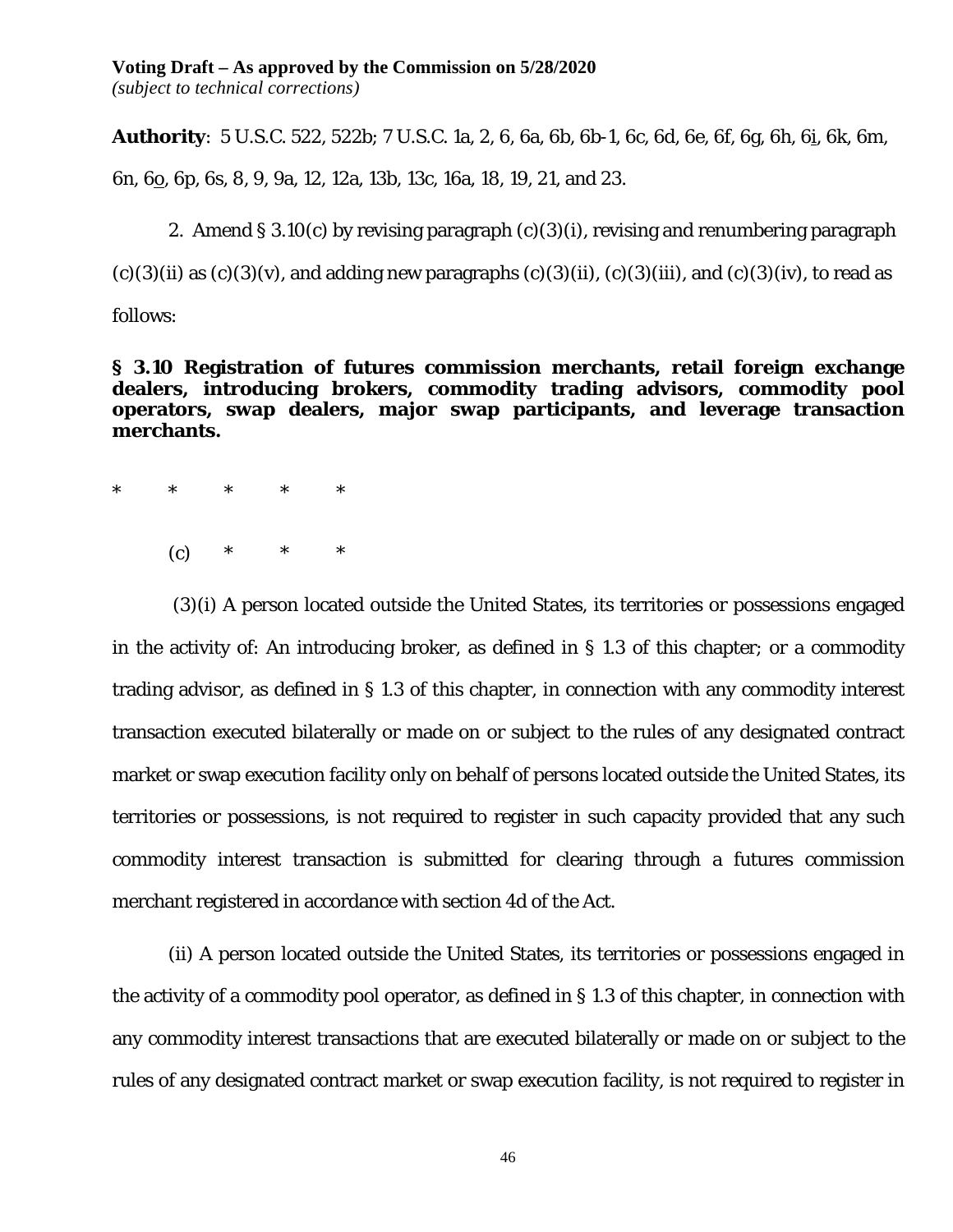**Voting Draft – As approved by the Commission on 5/28/2020**
*(subject to technical corrections)*

**Authority**: 5 U.S.C. 522, 522b; 7 U.S.C. 1a, 2, 6, 6a, 6b, 6b-1, 6c, 6d, 6e, 6f, 6g, 6h, 6i, 6k, 6m, 6n, 6o, 6p, 6s, 8, 9, 9a, 12, 12a, 13b, 13c, 16a, 18, 19, 21, and 23.

2. Amend § 3.10(c) by revising paragraph (c)(3)(i), revising and renumbering paragraph (c)(3)(ii) as (c)(3)(v), and adding new paragraphs (c)(3)(ii), (c)(3)(iii), and (c)(3)(iv), to read as follows:

**§ 3.10 Registration of futures commission merchants, retail foreign exchange dealers, introducing brokers, commodity trading advisors, commodity pool operators, swap dealers, major swap participants, and leverage transaction merchants.**

\* \* \* \* \*

(c) \* \* \*

(3)(i) A person located outside the United States, its territories or possessions engaged in the activity of: An introducing broker, as defined in § 1.3 of this chapter; or a commodity trading advisor, as defined in § 1.3 of this chapter, in connection with any commodity interest transaction executed bilaterally or made on or subject to the rules of any designated contract market or swap execution facility only on behalf of persons located outside the United States, its territories or possessions, is not required to register in such capacity provided that any such commodity interest transaction is submitted for clearing through a futures commission merchant registered in accordance with section 4d of the Act.

(ii) A person located outside the United States, its territories or possessions engaged in the activity of a commodity pool operator, as defined in § 1.3 of this chapter, in connection with any commodity interest transactions that are executed bilaterally or made on or subject to the rules of any designated contract market or swap execution facility, is not required to register in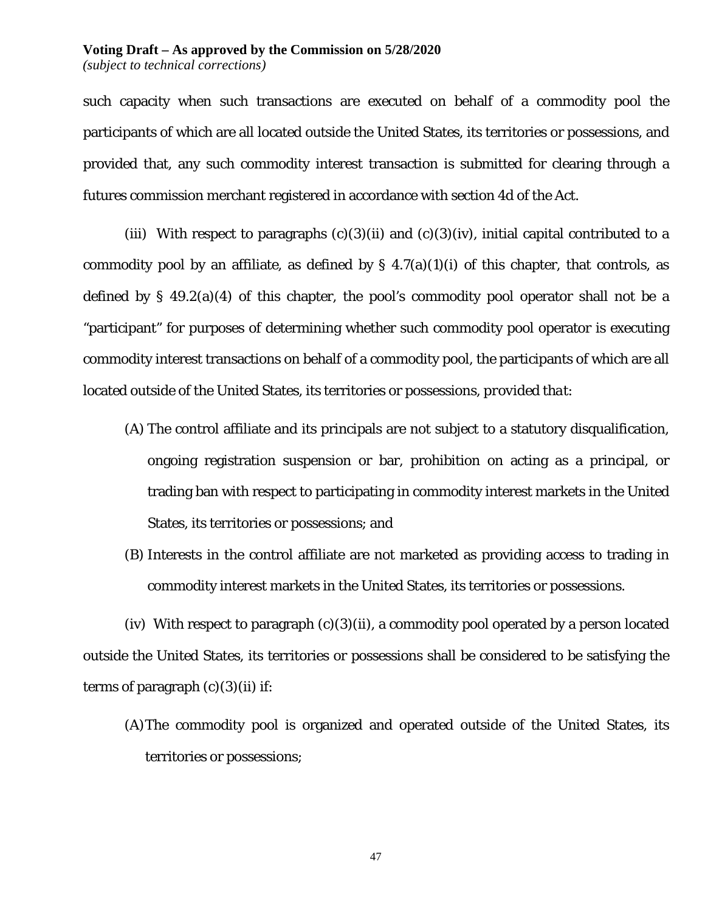such capacity when such transactions are executed on behalf of a commodity pool the participants of which are all located outside the United States, its territories or possessions, and provided that, any such commodity interest transaction is submitted for clearing through a futures commission merchant registered in accordance with section 4d of the Act.

(iii) With respect to paragraphs (c)(3)(ii) and (c)(3)(iv), initial capital contributed to a commodity pool by an affiliate, as defined by § 4.7(a)(1)(i) of this chapter, that controls, as defined by § 49.2(a)(4) of this chapter, the pool's commodity pool operator shall not be a "participant" for purposes of determining whether such commodity pool operator is executing commodity interest transactions on behalf of a commodity pool, the participants of which are all located outside of the United States, its territories or possessions, *provided that*:

(A) The control affiliate and its principals are not subject to a statutory disqualification, ongoing registration suspension or bar, prohibition on acting as a principal, or trading ban with respect to participating in commodity interest markets in the United States, its territories or possessions; and

(B) Interests in the control affiliate are not marketed as providing access to trading in commodity interest markets in the United States, its territories or possessions.

(iv) With respect to paragraph (c)(3)(ii), a commodity pool operated by a person located outside the United States, its territories or possessions shall be considered to be satisfying the terms of paragraph (c)(3)(ii) if:

(A) The commodity pool is organized and operated outside of the United States, its territories or possessions;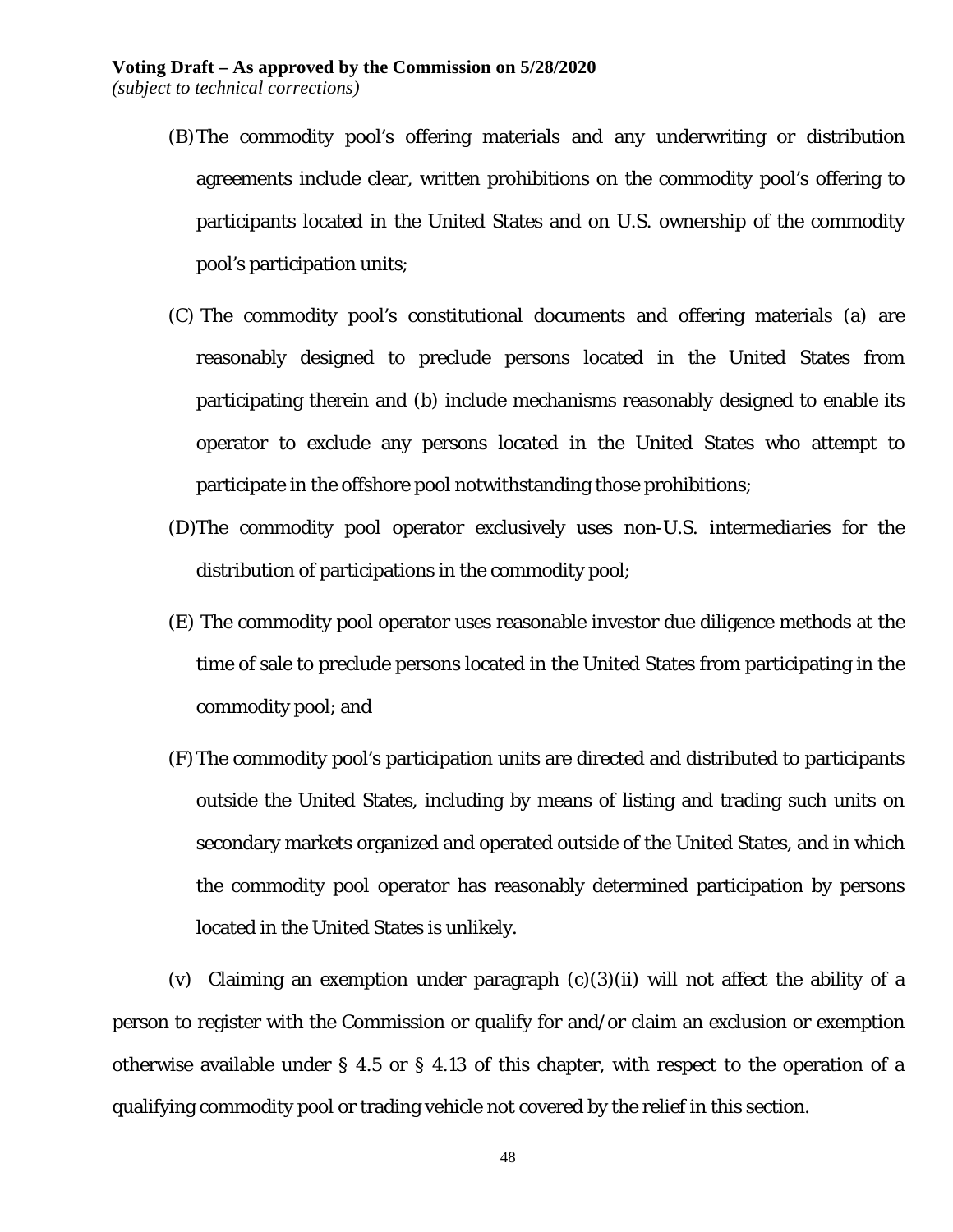(B) The commodity pool's offering materials and any underwriting or distribution agreements include clear, written prohibitions on the commodity pool's offering to participants located in the United States and on U.S. ownership of the commodity pool's participation units;

(C) The commodity pool's constitutional documents and offering materials (a) are reasonably designed to preclude persons located in the United States from participating therein and (b) include mechanisms reasonably designed to enable its operator to exclude any persons located in the United States who attempt to participate in the offshore pool notwithstanding those prohibitions;

(D) The commodity pool operator exclusively uses non-U.S. intermediaries for the distribution of participations in the commodity pool;

(E) The commodity pool operator uses reasonable investor due diligence methods at the time of sale to preclude persons located in the United States from participating in the commodity pool; and

(F) The commodity pool's participation units are directed and distributed to participants outside the United States, including by means of listing and trading such units on secondary markets organized and operated outside of the United States, and in which the commodity pool operator has reasonably determined participation by persons located in the United States is unlikely.

(v) Claiming an exemption under paragraph (c)(3)(ii) will not affect the ability of a person to register with the Commission or qualify for and/or claim an exclusion or exemption otherwise available under § 4.5 or § 4.13 of this chapter, with respect to the operation of a qualifying commodity pool or trading vehicle not covered by the relief in this section.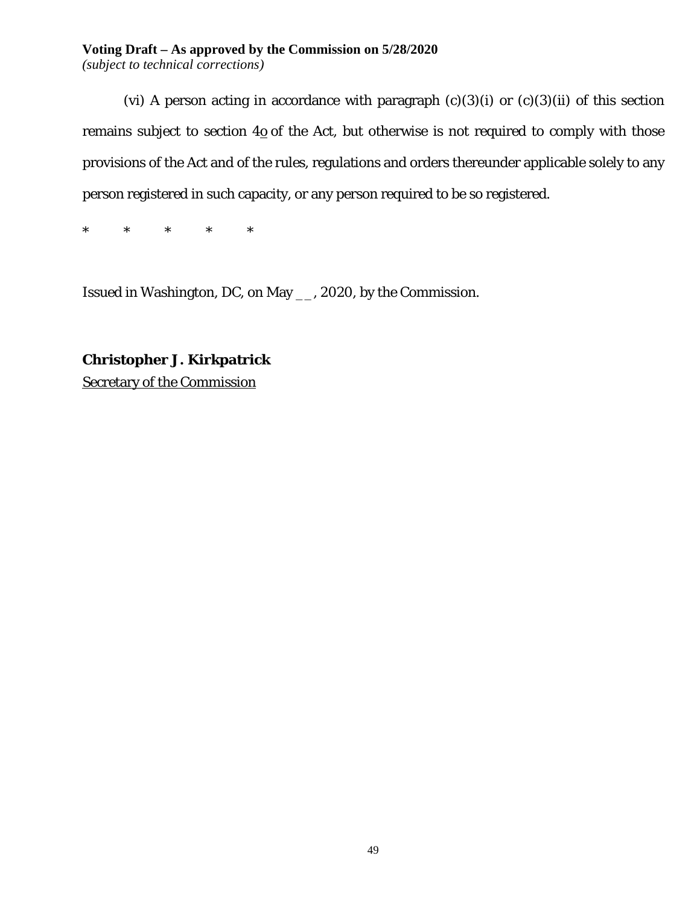(vi) A person acting in accordance with paragraph (c)(3)(i) or (c)(3)(ii) of this section remains subject to section 4o of the Act, but otherwise is not required to comply with those provisions of the Act and of the rules, regulations and orders thereunder applicable solely to any person registered in such capacity, or any person required to be so registered.

\*     \*     \*     \*     \*

Issued in Washington, DC, on May __, 2020, by the Commission.

**Christopher J. Kirkpatrick**

Secretary of the Commission